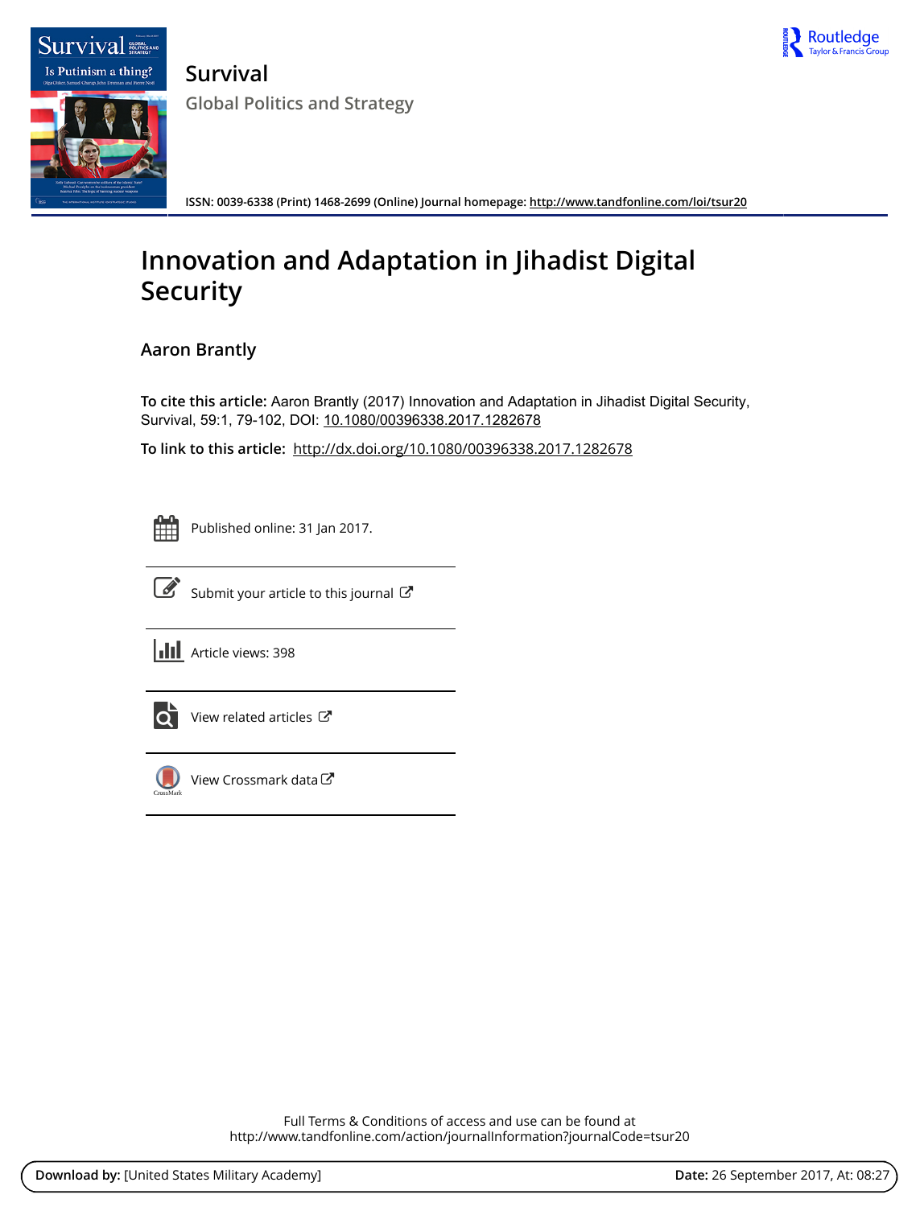# Survival

## Global Politics and Strategy

ISSN: 0039-6338 (Print) 1468-2699 (Online) Journal homepage: http://www.tandfonline.com/loi/tsur20

# Innovation and Adaptation in Jihadist Digital Security

**Aaron Brantly**

**To cite this article:** Aaron Brantly (2017) Innovation and Adaptation in Jihadist Digital Security, Survival, 59:1, 79-102, DOI: 10.1080/00396338.2017.1282678

**To link to this article:** http://dx.doi.org/10.1080/00396338.2017.1282678

Published online: 31 Jan 2017.

Submit your article to this journal

Article views: 398

View related articles

View Crossmark data

Full Terms & Conditions of access and use can be found at
http://www.tandfonline.com/action/journalInformation?journalCode=tsur20

**Download by:** [United States Military Academy] **Date:** 26 September 2017, At: 08:27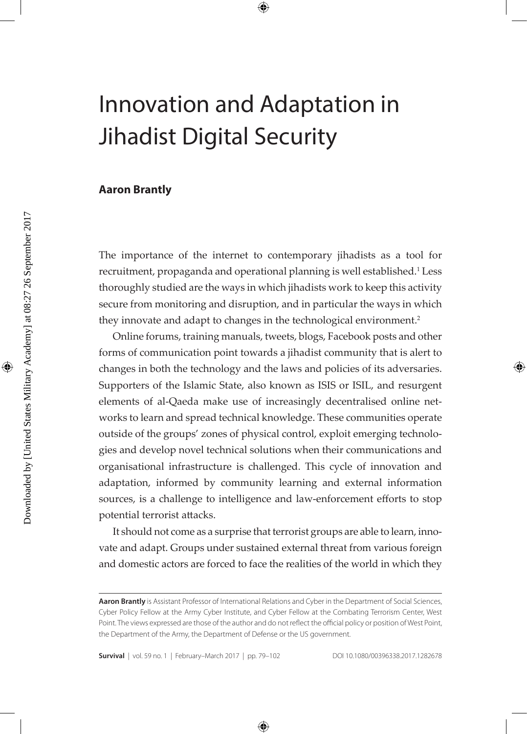# Innovation and Adaptation in Jihadist Digital Security

**Aaron Brantly**

The importance of the internet to contemporary jihadists as a tool for recruitment, propaganda and operational planning is well established.[1] Less thoroughly studied are the ways in which jihadists work to keep this activity secure from monitoring and disruption, and in particular the ways in which they innovate and adapt to changes in the technological environment.[2]

Online forums, training manuals, tweets, blogs, Facebook posts and other forms of communication point towards a jihadist community that is alert to changes in both the technology and the laws and policies of its adversaries. Supporters of the Islamic State, also known as ISIS or ISIL, and resurgent elements of al-Qaeda make use of increasingly decentralised online networks to learn and spread technical knowledge. These communities operate outside of the groups' zones of physical control, exploit emerging technologies and develop novel technical solutions when their communications and organisational infrastructure is challenged. This cycle of innovation and adaptation, informed by community learning and external information sources, is a challenge to intelligence and law-enforcement efforts to stop potential terrorist attacks.

It should not come as a surprise that terrorist groups are able to learn, innovate and adapt. Groups under sustained external threat from various foreign and domestic actors are forced to face the realities of the world in which they

**Aaron Brantly** is Assistant Professor of International Relations and Cyber in the Department of Social Sciences, Cyber Policy Fellow at the Army Cyber Institute, and Cyber Fellow at the Combating Terrorism Center, West Point. The views expressed are those of the author and do not reflect the official policy or position of West Point, the Department of the Army, the Department of Defense or the US government.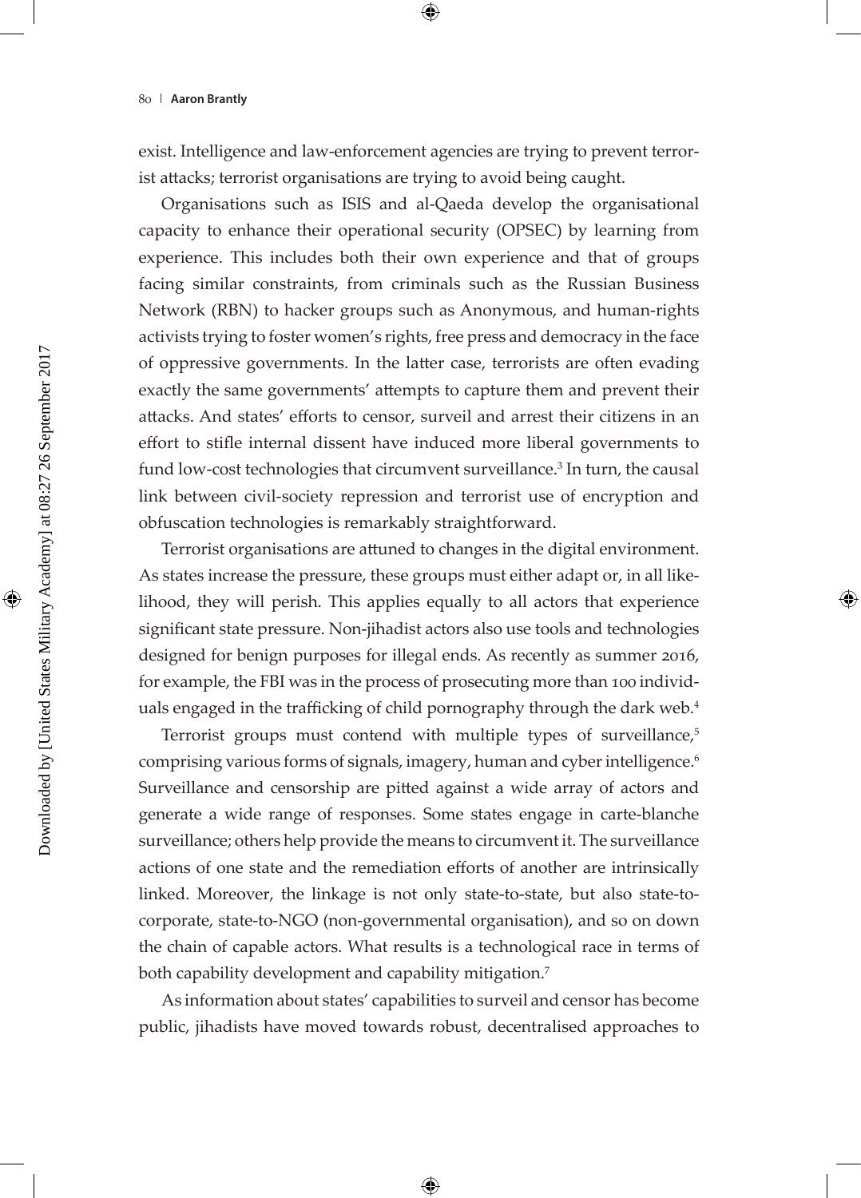exist. Intelligence and law-enforcement agencies are trying to prevent terrorist attacks; terrorist organisations are trying to avoid being caught.

Organisations such as ISIS and al-Qaeda develop the organisational capacity to enhance their operational security (OPSEC) by learning from experience. This includes both their own experience and that of groups facing similar constraints, from criminals such as the Russian Business Network (RBN) to hacker groups such as Anonymous, and human-rights activists trying to foster women's rights, free press and democracy in the face of oppressive governments. In the latter case, terrorists are often evading exactly the same governments' attempts to capture them and prevent their attacks. And states' efforts to censor, surveil and arrest their citizens in an effort to stifle internal dissent have induced more liberal governments to fund low-cost technologies that circumvent surveillance.[3] In turn, the causal link between civil-society repression and terrorist use of encryption and obfuscation technologies is remarkably straightforward.

Terrorist organisations are attuned to changes in the digital environment. As states increase the pressure, these groups must either adapt or, in all likelihood, they will perish. This applies equally to all actors that experience significant state pressure. Non-jihadist actors also use tools and technologies designed for benign purposes for illegal ends. As recently as summer 2016, for example, the FBI was in the process of prosecuting more than 100 individuals engaged in the trafficking of child pornography through the dark web.[4]

Terrorist groups must contend with multiple types of surveillance,[5] comprising various forms of signals, imagery, human and cyber intelligence.[6] Surveillance and censorship are pitted against a wide array of actors and generate a wide range of responses. Some states engage in carte-blanche surveillance; others help provide the means to circumvent it. The surveillance actions of one state and the remediation efforts of another are intrinsically linked. Moreover, the linkage is not only state-to-state, but also state-to-corporate, state-to-NGO (non-governmental organisation), and so on down the chain of capable actors. What results is a technological race in terms of both capability development and capability mitigation.[7]

As information about states' capabilities to surveil and censor has become public, jihadists have moved towards robust, decentralised approaches to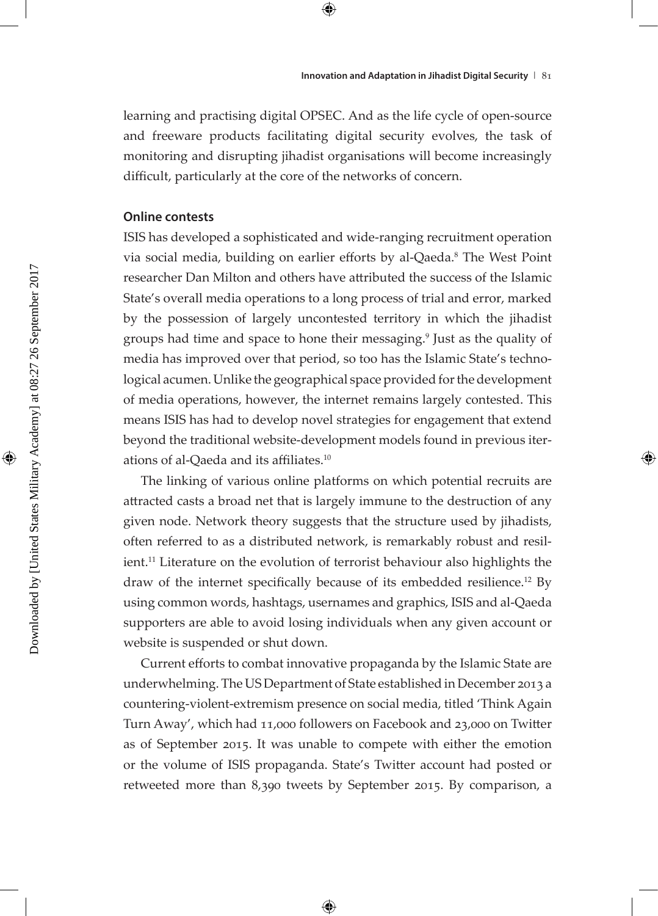learning and practising digital OPSEC. And as the life cycle of open-source and freeware products facilitating digital security evolves, the task of monitoring and disrupting jihadist organisations will become increasingly difficult, particularly at the core of the networks of concern.

## Online contests

ISIS has developed a sophisticated and wide-ranging recruitment operation via social media, building on earlier efforts by al-Qaeda.[8] The West Point researcher Dan Milton and others have attributed the success of the Islamic State's overall media operations to a long process of trial and error, marked by the possession of largely uncontested territory in which the jihadist groups had time and space to hone their messaging.[9] Just as the quality of media has improved over that period, so too has the Islamic State's technological acumen. Unlike the geographical space provided for the development of media operations, however, the internet remains largely contested. This means ISIS has had to develop novel strategies for engagement that extend beyond the traditional website-development models found in previous iterations of al-Qaeda and its affiliates.[10]

The linking of various online platforms on which potential recruits are attracted casts a broad net that is largely immune to the destruction of any given node. Network theory suggests that the structure used by jihadists, often referred to as a distributed network, is remarkably robust and resilient.[11] Literature on the evolution of terrorist behaviour also highlights the draw of the internet specifically because of its embedded resilience.[12] By using common words, hashtags, usernames and graphics, ISIS and al-Qaeda supporters are able to avoid losing individuals when any given account or website is suspended or shut down.

Current efforts to combat innovative propaganda by the Islamic State are underwhelming. The US Department of State established in December 2013 a countering-violent-extremism presence on social media, titled 'Think Again Turn Away', which had 11,000 followers on Facebook and 23,000 on Twitter as of September 2015. It was unable to compete with either the emotion or the volume of ISIS propaganda. State's Twitter account had posted or retweeted more than 8,390 tweets by September 2015. By comparison, a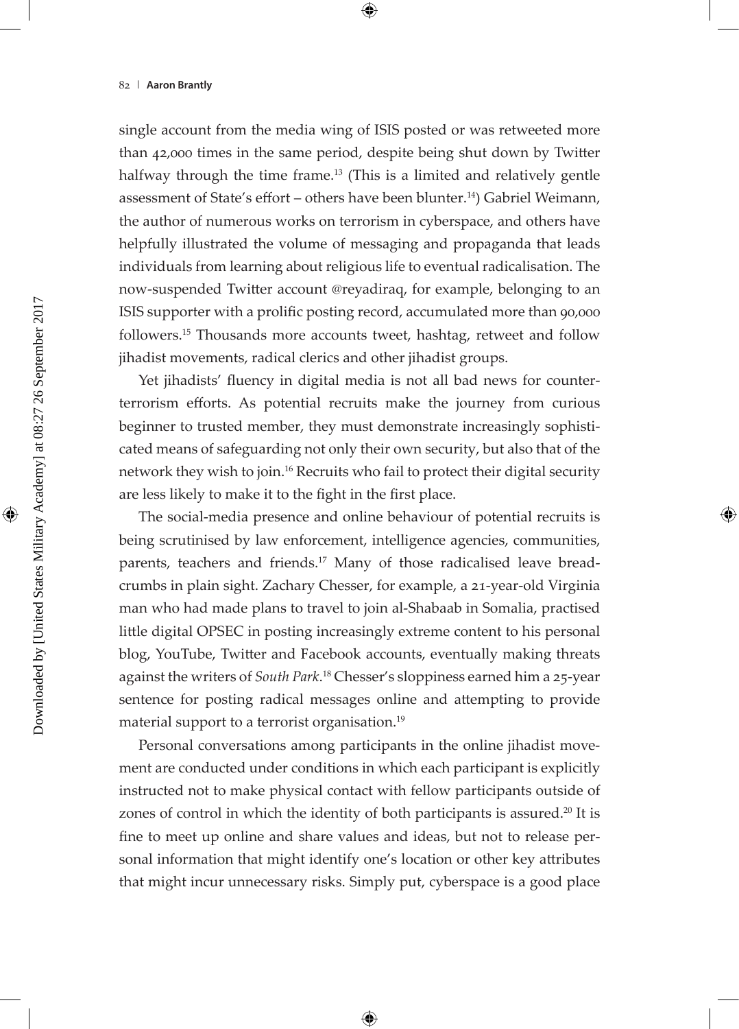single account from the media wing of ISIS posted or was retweeted more than 42,000 times in the same period, despite being shut down by Twitter halfway through the time frame.[13] (This is a limited and relatively gentle assessment of State's effort – others have been blunter.[14]) Gabriel Weimann, the author of numerous works on terrorism in cyberspace, and others have helpfully illustrated the volume of messaging and propaganda that leads individuals from learning about religious life to eventual radicalisation. The now-suspended Twitter account @reyadiraq, for example, belonging to an ISIS supporter with a prolific posting record, accumulated more than 90,000 followers.[15] Thousands more accounts tweet, hashtag, retweet and follow jihadist movements, radical clerics and other jihadist groups.

Yet jihadists' fluency in digital media is not all bad news for counter-terrorism efforts. As potential recruits make the journey from curious beginner to trusted member, they must demonstrate increasingly sophisticated means of safeguarding not only their own security, but also that of the network they wish to join.[16] Recruits who fail to protect their digital security are less likely to make it to the fight in the first place.

The social-media presence and online behaviour of potential recruits is being scrutinised by law enforcement, intelligence agencies, communities, parents, teachers and friends.[17] Many of those radicalised leave breadcrumbs in plain sight. Zachary Chesser, for example, a 21-year-old Virginia man who had made plans to travel to join al-Shabaab in Somalia, practised little digital OPSEC in posting increasingly extreme content to his personal blog, YouTube, Twitter and Facebook accounts, eventually making threats against the writers of *South Park*.[18] Chesser's sloppiness earned him a 25-year sentence for posting radical messages online and attempting to provide material support to a terrorist organisation.[19]

Personal conversations among participants in the online jihadist movement are conducted under conditions in which each participant is explicitly instructed not to make physical contact with fellow participants outside of zones of control in which the identity of both participants is assured.[20] It is fine to meet up online and share values and ideas, but not to release personal information that might identify one's location or other key attributes that might incur unnecessary risks. Simply put, cyberspace is a good place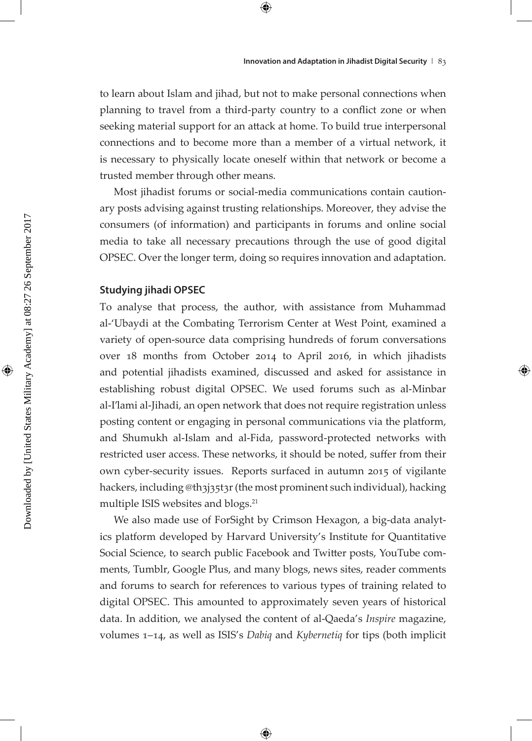to learn about Islam and jihad, but not to make personal connections when planning to travel from a third-party country to a conflict zone or when seeking material support for an attack at home. To build true interpersonal connections and to become more than a member of a virtual network, it is necessary to physically locate oneself within that network or become a trusted member through other means.

Most jihadist forums or social-media communications contain cautionary posts advising against trusting relationships. Moreover, they advise the consumers (of information) and participants in forums and online social media to take all necessary precautions through the use of good digital OPSEC. Over the longer term, doing so requires innovation and adaptation.

### Studying jihadi OPSEC

To analyse that process, the author, with assistance from Muhammad al-'Ubaydi at the Combating Terrorism Center at West Point, examined a variety of open-source data comprising hundreds of forum conversations over 18 months from October 2014 to April 2016, in which jihadists and potential jihadists examined, discussed and asked for assistance in establishing robust digital OPSEC. We used forums such as al-Minbar al-I'lami al-Jihadi, an open network that does not require registration unless posting content or engaging in personal communications via the platform, and Shumukh al-Islam and al-Fida, password-protected networks with restricted user access. These networks, it should be noted, suffer from their own cyber-security issues. Reports surfaced in autumn 2015 of vigilante hackers, including @th3j35t3r (the most prominent such individual), hacking multiple ISIS websites and blogs.[21]

We also made use of ForSight by Crimson Hexagon, a big-data analytics platform developed by Harvard University's Institute for Quantitative Social Science, to search public Facebook and Twitter posts, YouTube comments, Tumblr, Google Plus, and many blogs, news sites, reader comments and forums to search for references to various types of training related to digital OPSEC. This amounted to approximately seven years of historical data. In addition, we analysed the content of al-Qaeda's *Inspire* magazine, volumes 1–14, as well as ISIS's *Dabiq* and *Kybernetiq* for tips (both implicit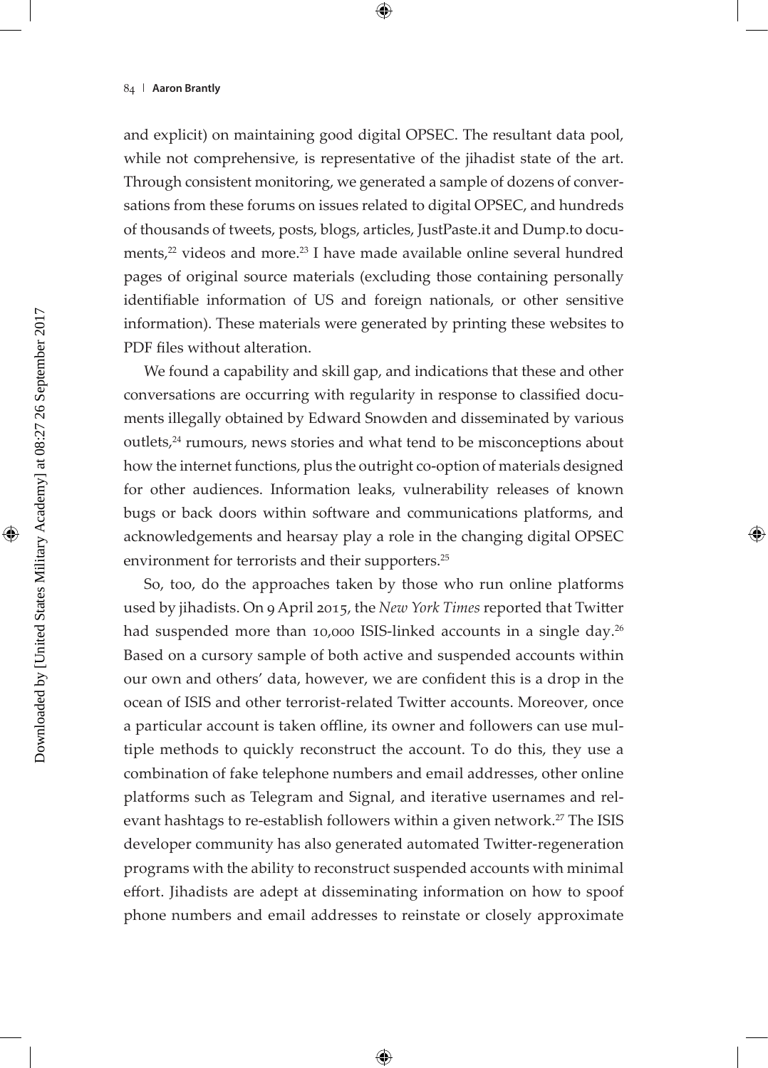and explicit) on maintaining good digital OPSEC. The resultant data pool, while not comprehensive, is representative of the jihadist state of the art. Through consistent monitoring, we generated a sample of dozens of conversations from these forums on issues related to digital OPSEC, and hundreds of thousands of tweets, posts, blogs, articles, JustPaste.it and Dump.to documents,[22] videos and more.[23] I have made available online several hundred pages of original source materials (excluding those containing personally identifiable information of US and foreign nationals, or other sensitive information). These materials were generated by printing these websites to PDF files without alteration.

We found a capability and skill gap, and indications that these and other conversations are occurring with regularity in response to classified documents illegally obtained by Edward Snowden and disseminated by various outlets,[24] rumours, news stories and what tend to be misconceptions about how the internet functions, plus the outright co-option of materials designed for other audiences. Information leaks, vulnerability releases of known bugs or back doors within software and communications platforms, and acknowledgements and hearsay play a role in the changing digital OPSEC environment for terrorists and their supporters.[25]

So, too, do the approaches taken by those who run online platforms used by jihadists. On 9 April 2015, the *New York Times* reported that Twitter had suspended more than 10,000 ISIS-linked accounts in a single day.[26] Based on a cursory sample of both active and suspended accounts within our own and others' data, however, we are confident this is a drop in the ocean of ISIS and other terrorist-related Twitter accounts. Moreover, once a particular account is taken offline, its owner and followers can use multiple methods to quickly reconstruct the account. To do this, they use a combination of fake telephone numbers and email addresses, other online platforms such as Telegram and Signal, and iterative usernames and relevant hashtags to re-establish followers within a given network.[27] The ISIS developer community has also generated automated Twitter-regeneration programs with the ability to reconstruct suspended accounts with minimal effort. Jihadists are adept at disseminating information on how to spoof phone numbers and email addresses to reinstate or closely approximate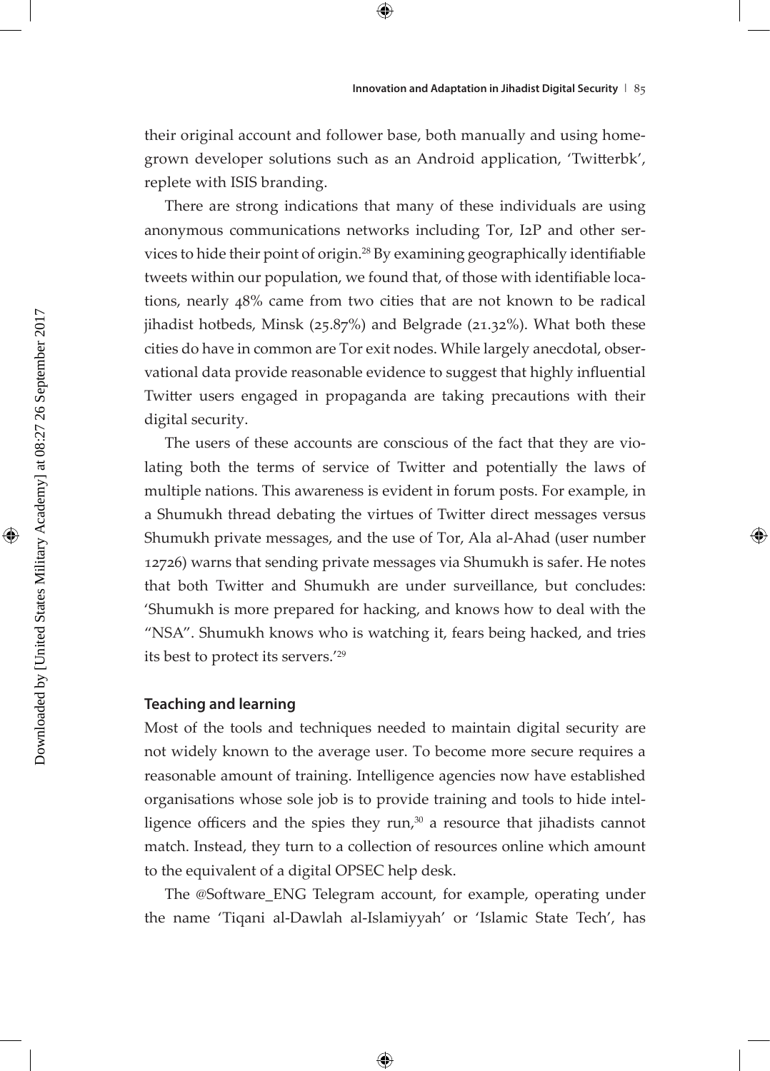their original account and follower base, both manually and using home-grown developer solutions such as an Android application, 'Twitterbk', replete with ISIS branding.

There are strong indications that many of these individuals are using anonymous communications networks including Tor, I2P and other services to hide their point of origin.[28] By examining geographically identifiable tweets within our population, we found that, of those with identifiable locations, nearly 48% came from two cities that are not known to be radical jihadist hotbeds, Minsk (25.87%) and Belgrade (21.32%). What both these cities do have in common are Tor exit nodes. While largely anecdotal, observational data provide reasonable evidence to suggest that highly influential Twitter users engaged in propaganda are taking precautions with their digital security.

The users of these accounts are conscious of the fact that they are violating both the terms of service of Twitter and potentially the laws of multiple nations. This awareness is evident in forum posts. For example, in a Shumukh thread debating the virtues of Twitter direct messages versus Shumukh private messages, and the use of Tor, Ala al-Ahad (user number 12726) warns that sending private messages via Shumukh is safer. He notes that both Twitter and Shumukh are under surveillance, but concludes: 'Shumukh is more prepared for hacking, and knows how to deal with the "NSA". Shumukh knows who is watching it, fears being hacked, and tries its best to protect its servers.'[29]

## Teaching and learning

Most of the tools and techniques needed to maintain digital security are not widely known to the average user. To become more secure requires a reasonable amount of training. Intelligence agencies now have established organisations whose sole job is to provide training and tools to hide intelligence officers and the spies they run,[30] a resource that jihadists cannot match. Instead, they turn to a collection of resources online which amount to the equivalent of a digital OPSEC help desk.

The @Software_ENG Telegram account, for example, operating under the name 'Tiqani al-Dawlah al-Islamiyyah' or 'Islamic State Tech', has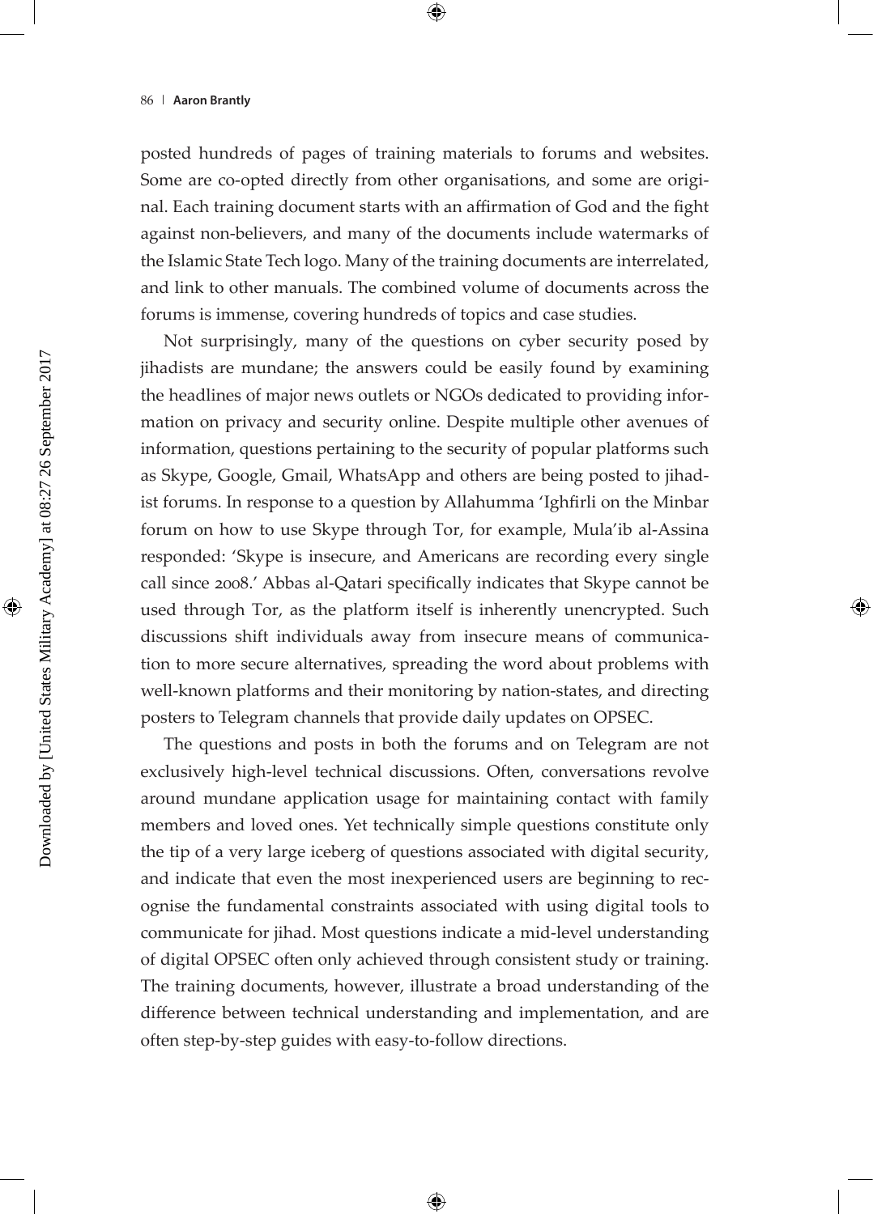posted hundreds of pages of training materials to forums and websites. Some are co-opted directly from other organisations, and some are original. Each training document starts with an affirmation of God and the fight against non-believers, and many of the documents include watermarks of the Islamic State Tech logo. Many of the training documents are interrelated, and link to other manuals. The combined volume of documents across the forums is immense, covering hundreds of topics and case studies.

Not surprisingly, many of the questions on cyber security posed by jihadists are mundane; the answers could be easily found by examining the headlines of major news outlets or NGOs dedicated to providing information on privacy and security online. Despite multiple other avenues of information, questions pertaining to the security of popular platforms such as Skype, Google, Gmail, WhatsApp and others are being posted to jihadist forums. In response to a question by Allahumma 'Ighfirli on the Minbar forum on how to use Skype through Tor, for example, Mula'ib al-Assina responded: 'Skype is insecure, and Americans are recording every single call since 2008.' Abbas al-Qatari specifically indicates that Skype cannot be used through Tor, as the platform itself is inherently unencrypted. Such discussions shift individuals away from insecure means of communication to more secure alternatives, spreading the word about problems with well-known platforms and their monitoring by nation-states, and directing posters to Telegram channels that provide daily updates on OPSEC.

The questions and posts in both the forums and on Telegram are not exclusively high-level technical discussions. Often, conversations revolve around mundane application usage for maintaining contact with family members and loved ones. Yet technically simple questions constitute only the tip of a very large iceberg of questions associated with digital security, and indicate that even the most inexperienced users are beginning to recognise the fundamental constraints associated with using digital tools to communicate for jihad. Most questions indicate a mid-level understanding of digital OPSEC often only achieved through consistent study or training. The training documents, however, illustrate a broad understanding of the difference between technical understanding and implementation, and are often step-by-step guides with easy-to-follow directions.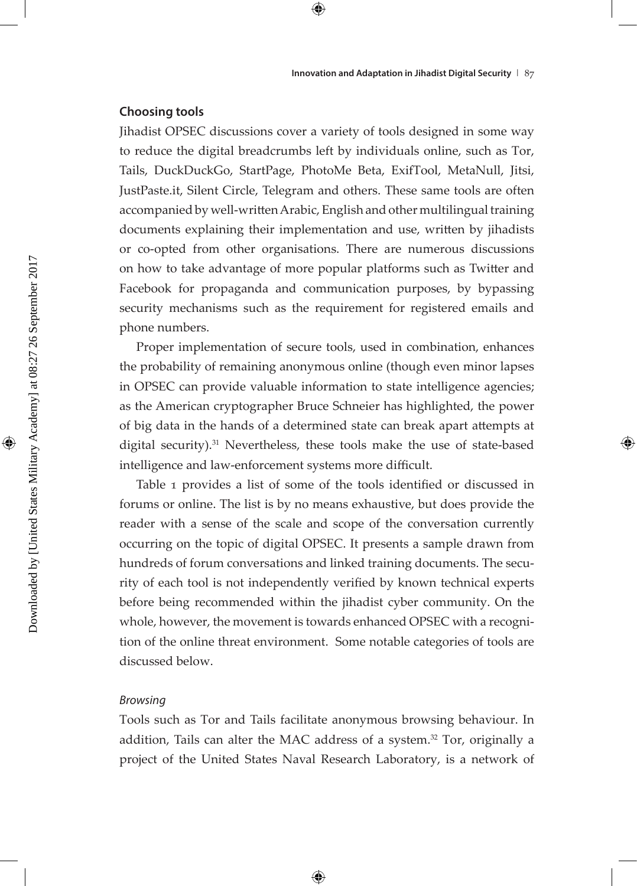### Choosing tools

Jihadist OPSEC discussions cover a variety of tools designed in some way to reduce the digital breadcrumbs left by individuals online, such as Tor, Tails, DuckDuckGo, StartPage, PhotoMe Beta, ExifTool, MetaNull, Jitsi, JustPaste.it, Silent Circle, Telegram and others. These same tools are often accompanied by well-written Arabic, English and other multilingual training documents explaining their implementation and use, written by jihadists or co-opted from other organisations. There are numerous discussions on how to take advantage of more popular platforms such as Twitter and Facebook for propaganda and communication purposes, by bypassing security mechanisms such as the requirement for registered emails and phone numbers.

Proper implementation of secure tools, used in combination, enhances the probability of remaining anonymous online (though even minor lapses in OPSEC can provide valuable information to state intelligence agencies; as the American cryptographer Bruce Schneier has highlighted, the power of big data in the hands of a determined state can break apart attempts at digital security).[31] Nevertheless, these tools make the use of state-based intelligence and law-enforcement systems more difficult.

Table 1 provides a list of some of the tools identified or discussed in forums or online. The list is by no means exhaustive, but does provide the reader with a sense of the scale and scope of the conversation currently occurring on the topic of digital OPSEC. It presents a sample drawn from hundreds of forum conversations and linked training documents. The security of each tool is not independently verified by known technical experts before being recommended within the jihadist cyber community. On the whole, however, the movement is towards enhanced OPSEC with a recognition of the online threat environment. Some notable categories of tools are discussed below.

#### *Browsing*

Tools such as Tor and Tails facilitate anonymous browsing behaviour. In addition, Tails can alter the MAC address of a system.[32] Tor, originally a project of the United States Naval Research Laboratory, is a network of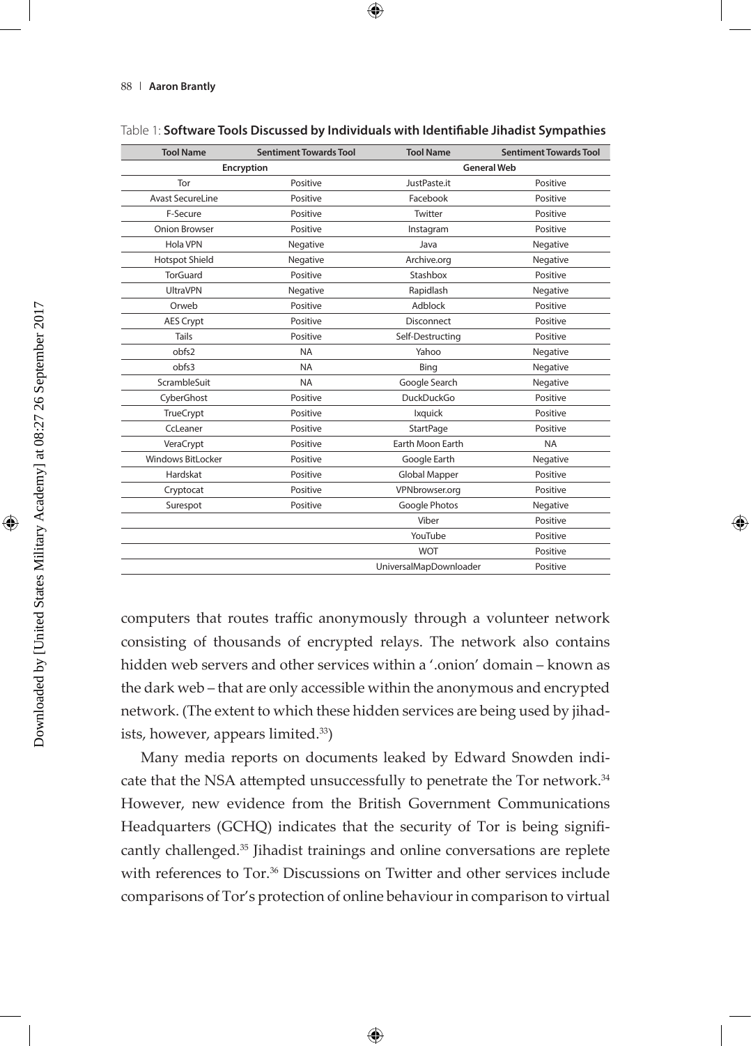Table 1: **Software Tools Discussed by Individuals with Identifiable Jihadist Sympathies**

| Tool Name | Sentiment Towards Tool | Tool Name | Sentiment Towards Tool |
|---|---|---|---|
| **Encryption** | | **General Web** | |
| Tor | Positive | JustPaste.it | Positive |
| Avast SecureLine | Positive | Facebook | Positive |
| F-Secure | Positive | Twitter | Positive |
| Onion Browser | Positive | Instagram | Positive |
| Hola VPN | Negative | Java | Negative |
| Hotspot Shield | Negative | Archive.org | Negative |
| TorGuard | Positive | Stashbox | Positive |
| UltraVPN | Negative | Rapidlash | Negative |
| Orweb | Positive | Adblock | Positive |
| AES Crypt | Positive | Disconnect | Positive |
| Tails | Positive | Self-Destructing | Positive |
| obfs2 | NA | Yahoo | Negative |
| obfs3 | NA | Bing | Negative |
| ScrambleSuit | NA | Google Search | Negative |
| CyberGhost | Positive | DuckDuckGo | Positive |
| TrueCrypt | Positive | Ixquick | Positive |
| CcLeaner | Positive | StartPage | Positive |
| VeraCrypt | Positive | Earth Moon Earth | NA |
| Windows BitLocker | Positive | Google Earth | Negative |
| Hardskat | Positive | Global Mapper | Positive |
| Cryptocat | Positive | VPNbrowser.org | Positive |
| Surespot | Positive | Google Photos | Negative |
| | | Viber | Positive |
| | | YouTube | Positive |
| | | WOT | Positive |
| | | UniversalMapDownloader | Positive |

computers that routes traffic anonymously through a volunteer network consisting of thousands of encrypted relays. The network also contains hidden web servers and other services within a '.onion' domain – known as the dark web – that are only accessible within the anonymous and encrypted network. (The extent to which these hidden services are being used by jihadists, however, appears limited.[33])

Many media reports on documents leaked by Edward Snowden indicate that the NSA attempted unsuccessfully to penetrate the Tor network.[34] However, new evidence from the British Government Communications Headquarters (GCHQ) indicates that the security of Tor is being significantly challenged.[35] Jihadist trainings and online conversations are replete with references to Tor.[36] Discussions on Twitter and other services include comparisons of Tor's protection of online behaviour in comparison to virtual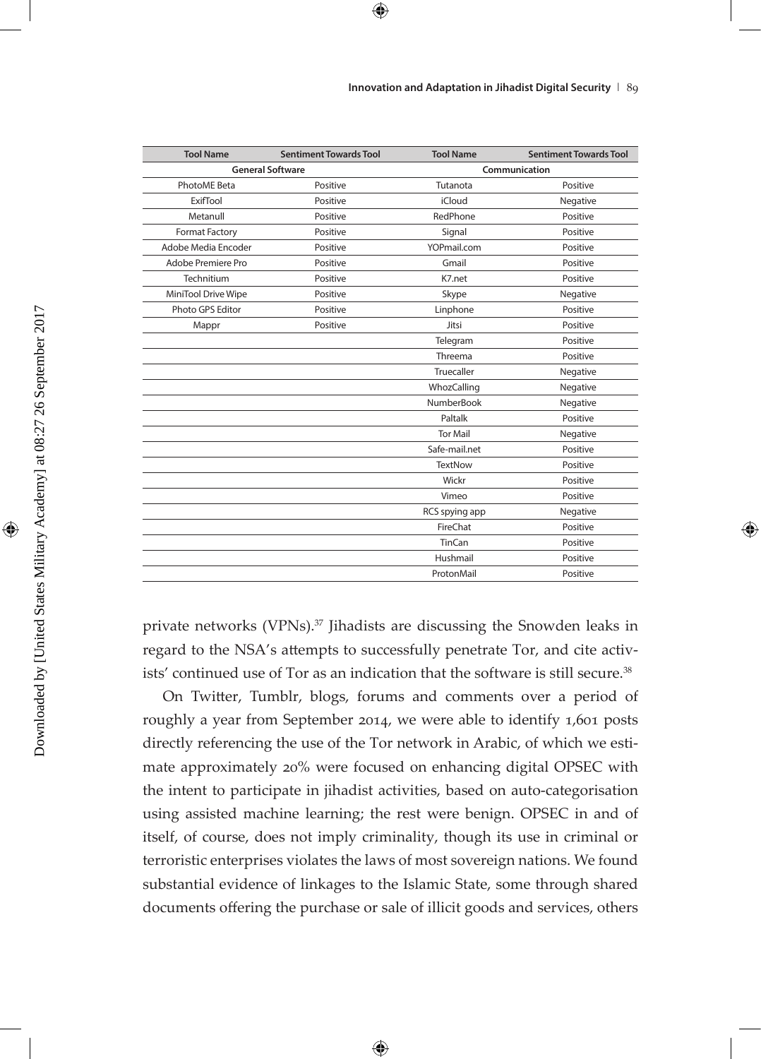| Tool Name | Sentiment Towards Tool | Tool Name | Sentiment Towards Tool |
| --- | --- | --- | --- |
| General Software | | Communication | |
| PhotoME Beta | Positive | Tutanota | Positive |
| ExifTool | Positive | iCloud | Negative |
| Metanull | Positive | RedPhone | Positive |
| Format Factory | Positive | Signal | Positive |
| Adobe Media Encoder | Positive | YOPmail.com | Positive |
| Adobe Premiere Pro | Positive | Gmail | Positive |
| Technitium | Positive | K7.net | Positive |
| MiniTool Drive Wipe | Positive | Skype | Negative |
| Photo GPS Editor | Positive | Linphone | Positive |
| Mappr | Positive | Jitsi | Positive |
| | | Telegram | Positive |
| | | Threema | Positive |
| | | Truecaller | Negative |
| | | WhozCalling | Negative |
| | | NumberBook | Negative |
| | | Paltalk | Positive |
| | | Tor Mail | Negative |
| | | Safe-mail.net | Positive |
| | | TextNow | Positive |
| | | Wickr | Positive |
| | | Vimeo | Positive |
| | | RCS spying app | Negative |
| | | FireChat | Positive |
| | | TinCan | Positive |
| | | Hushmail | Positive |
| | | ProtonMail | Positive |

private networks (VPNs).[37] Jihadists are discussing the Snowden leaks in regard to the NSA's attempts to successfully penetrate Tor, and cite activists' continued use of Tor as an indication that the software is still secure.[38]

On Twitter, Tumblr, blogs, forums and comments over a period of roughly a year from September 2014, we were able to identify 1,601 posts directly referencing the use of the Tor network in Arabic, of which we estimate approximately 20% were focused on enhancing digital OPSEC with the intent to participate in jihadist activities, based on auto-categorisation using assisted machine learning; the rest were benign. OPSEC in and of itself, of course, does not imply criminality, though its use in criminal or terroristic enterprises violates the laws of most sovereign nations. We found substantial evidence of linkages to the Islamic State, some through shared documents offering the purchase or sale of illicit goods and services, others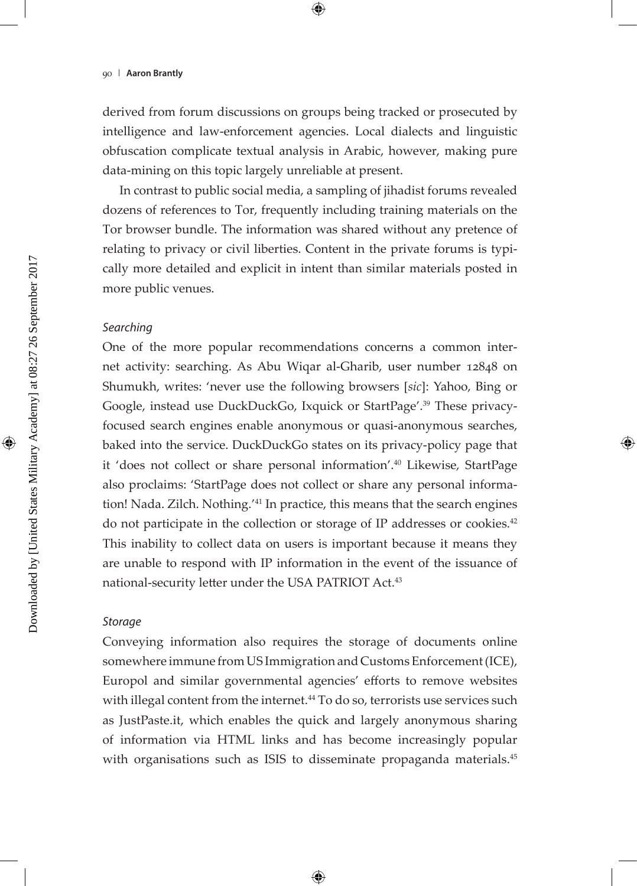derived from forum discussions on groups being tracked or prosecuted by intelligence and law-enforcement agencies. Local dialects and linguistic obfuscation complicate textual analysis in Arabic, however, making pure data-mining on this topic largely unreliable at present.

In contrast to public social media, a sampling of jihadist forums revealed dozens of references to Tor, frequently including training materials on the Tor browser bundle. The information was shared without any pretence of relating to privacy or civil liberties. Content in the private forums is typically more detailed and explicit in intent than similar materials posted in more public venues.

### *Searching*

One of the more popular recommendations concerns a common internet activity: searching. As Abu Wiqar al-Gharib, user number 12848 on Shumukh, writes: 'never use the following browsers [*sic*]: Yahoo, Bing or Google, instead use DuckDuckGo, Ixquick or StartPage'.[39] These privacy-focused search engines enable anonymous or quasi-anonymous searches, baked into the service. DuckDuckGo states on its privacy-policy page that it 'does not collect or share personal information'.[40] Likewise, StartPage also proclaims: 'StartPage does not collect or share any personal information! Nada. Zilch. Nothing.'[41] In practice, this means that the search engines do not participate in the collection or storage of IP addresses or cookies.[42] This inability to collect data on users is important because it means they are unable to respond with IP information in the event of the issuance of national-security letter under the USA PATRIOT Act.[43]

### *Storage*

Conveying information also requires the storage of documents online somewhere immune from US Immigration and Customs Enforcement (ICE), Europol and similar governmental agencies' efforts to remove websites with illegal content from the internet.[44] To do so, terrorists use services such as JustPaste.it, which enables the quick and largely anonymous sharing of information via HTML links and has become increasingly popular with organisations such as ISIS to disseminate propaganda materials.[45]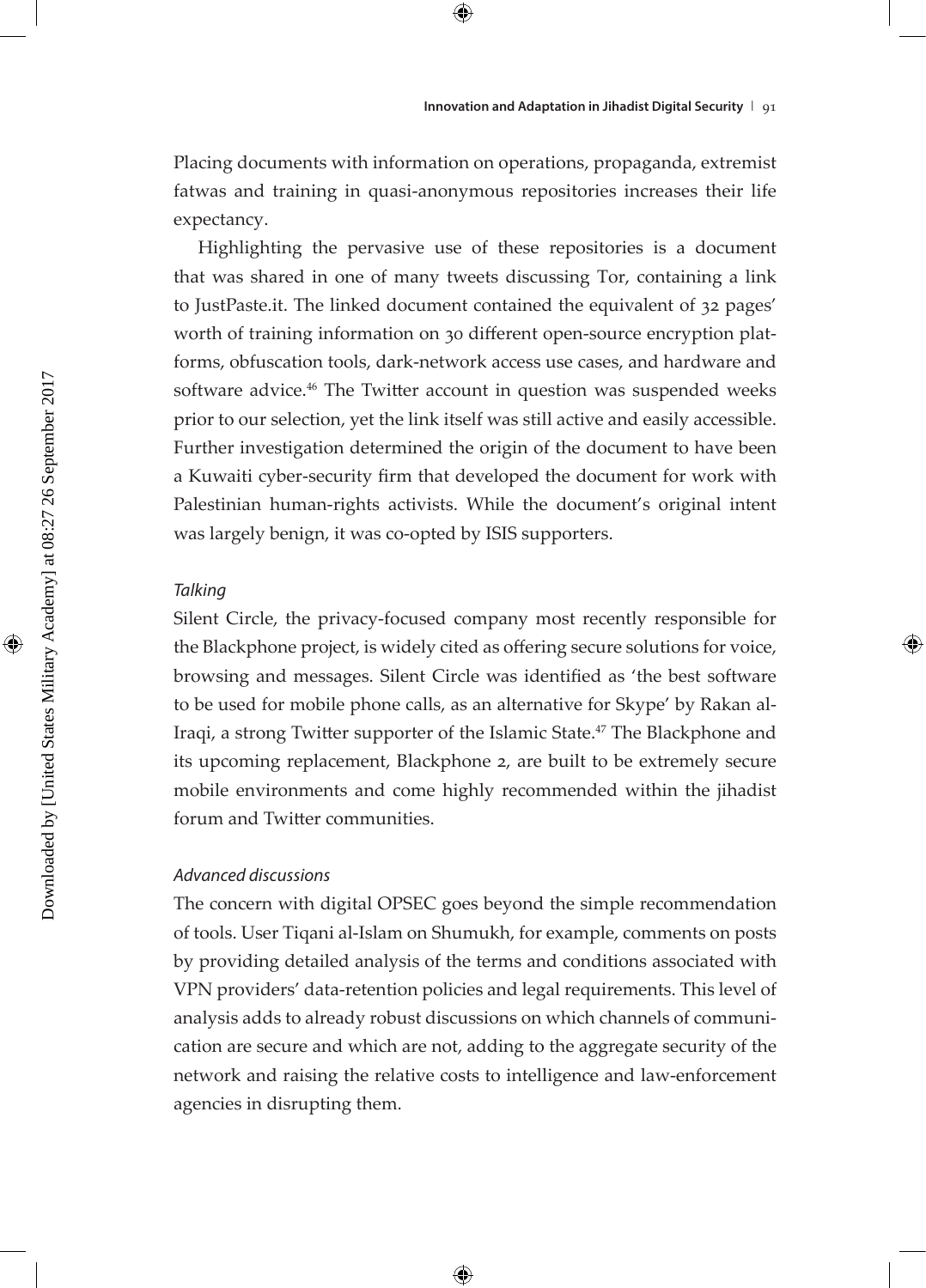Placing documents with information on operations, propaganda, extremist fatwas and training in quasi-anonymous repositories increases their life expectancy.

Highlighting the pervasive use of these repositories is a document that was shared in one of many tweets discussing Tor, containing a link to JustPaste.it. The linked document contained the equivalent of 32 pages' worth of training information on 30 different open-source encryption platforms, obfuscation tools, dark-network access use cases, and hardware and software advice.[46] The Twitter account in question was suspended weeks prior to our selection, yet the link itself was still active and easily accessible. Further investigation determined the origin of the document to have been a Kuwaiti cyber-security firm that developed the document for work with Palestinian human-rights activists. While the document's original intent was largely benign, it was co-opted by ISIS supporters.

### *Talking*

Silent Circle, the privacy-focused company most recently responsible for the Blackphone project, is widely cited as offering secure solutions for voice, browsing and messages. Silent Circle was identified as 'the best software to be used for mobile phone calls, as an alternative for Skype' by Rakan al-Iraqi, a strong Twitter supporter of the Islamic State.[47] The Blackphone and its upcoming replacement, Blackphone 2, are built to be extremely secure mobile environments and come highly recommended within the jihadist forum and Twitter communities.

### *Advanced discussions*

The concern with digital OPSEC goes beyond the simple recommendation of tools. User Tiqani al-Islam on Shumukh, for example, comments on posts by providing detailed analysis of the terms and conditions associated with VPN providers' data-retention policies and legal requirements. This level of analysis adds to already robust discussions on which channels of communication are secure and which are not, adding to the aggregate security of the network and raising the relative costs to intelligence and law-enforcement agencies in disrupting them.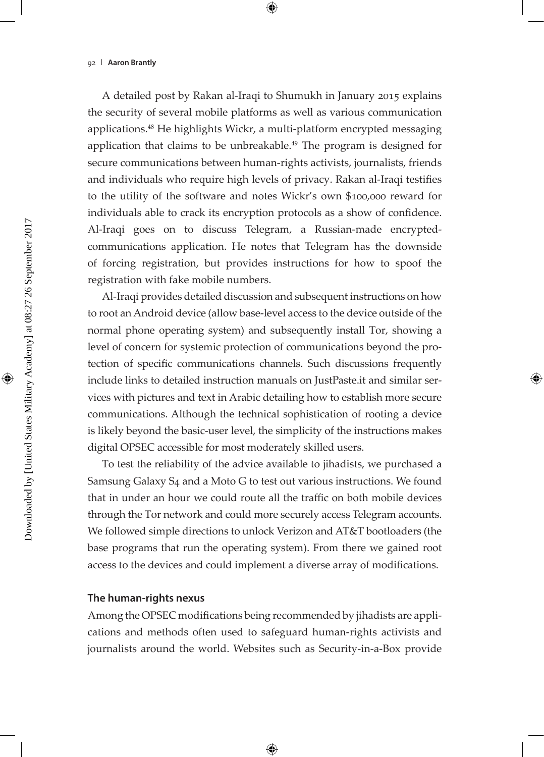A detailed post by Rakan al-Iraqi to Shumukh in January 2015 explains the security of several mobile platforms as well as various communication applications.[48] He highlights Wickr, a multi-platform encrypted messaging application that claims to be unbreakable.[49] The program is designed for secure communications between human-rights activists, journalists, friends and individuals who require high levels of privacy. Rakan al-Iraqi testifies to the utility of the software and notes Wickr's own $100,000 reward for individuals able to crack its encryption protocols as a show of confidence. Al-Iraqi goes on to discuss Telegram, a Russian-made encrypted-communications application. He notes that Telegram has the downside of forcing registration, but provides instructions for how to spoof the registration with fake mobile numbers.

Al-Iraqi provides detailed discussion and subsequent instructions on how to root an Android device (allow base-level access to the device outside of the normal phone operating system) and subsequently install Tor, showing a level of concern for systemic protection of communications beyond the protection of specific communications channels. Such discussions frequently include links to detailed instruction manuals on JustPaste.it and similar services with pictures and text in Arabic detailing how to establish more secure communications. Although the technical sophistication of rooting a device is likely beyond the basic-user level, the simplicity of the instructions makes digital OPSEC accessible for most moderately skilled users.

To test the reliability of the advice available to jihadists, we purchased a Samsung Galaxy S4 and a Moto G to test out various instructions. We found that in under an hour we could route all the traffic on both mobile devices through the Tor network and could more securely access Telegram accounts. We followed simple directions to unlock Verizon and AT&T bootloaders (the base programs that run the operating system). From there we gained root access to the devices and could implement a diverse array of modifications.

### The human-rights nexus

Among the OPSEC modifications being recommended by jihadists are applications and methods often used to safeguard human-rights activists and journalists around the world. Websites such as Security-in-a-Box provide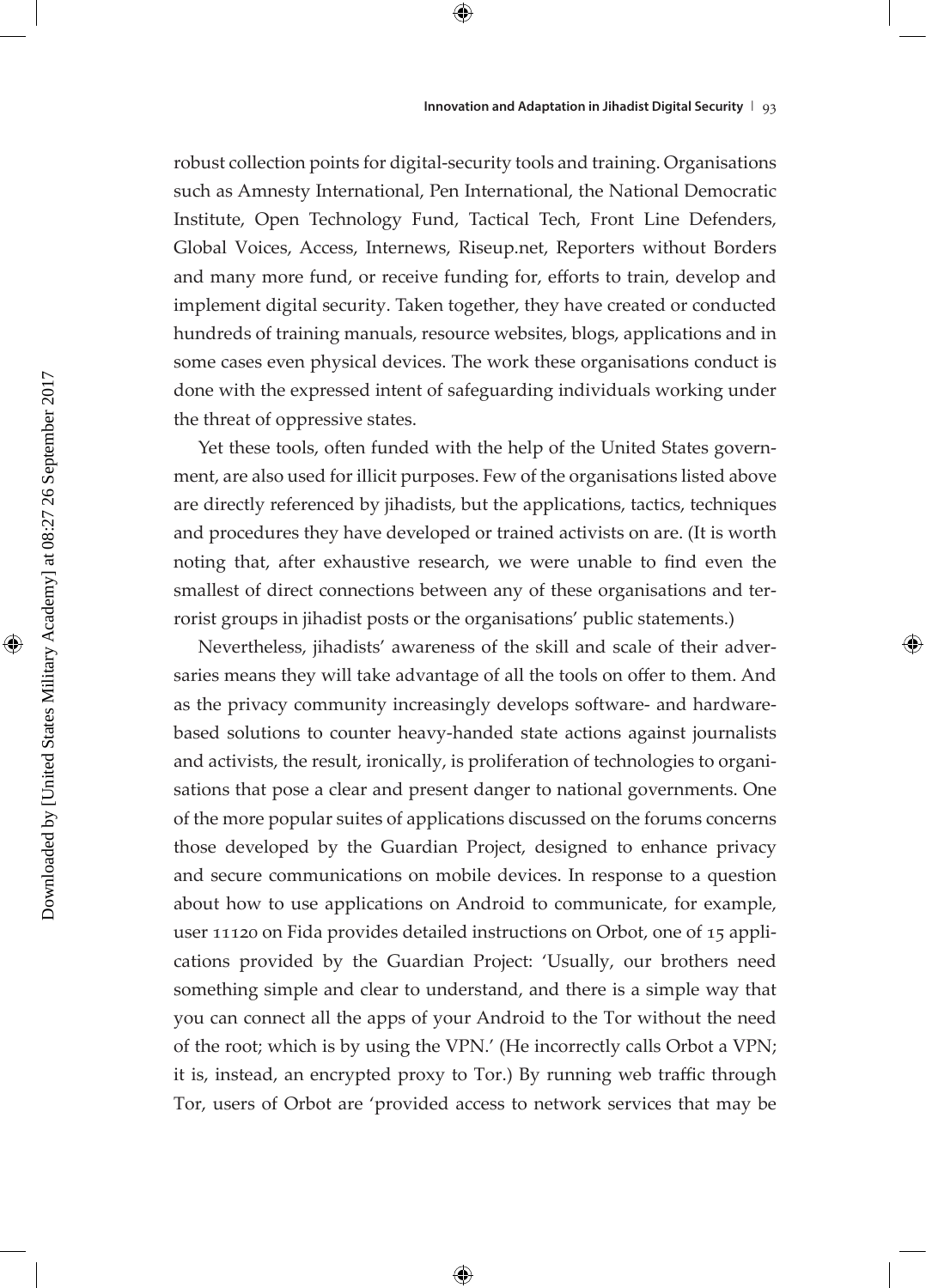robust collection points for digital-security tools and training. Organisations such as Amnesty International, Pen International, the National Democratic Institute, Open Technology Fund, Tactical Tech, Front Line Defenders, Global Voices, Access, Internews, Riseup.net, Reporters without Borders and many more fund, or receive funding for, efforts to train, develop and implement digital security. Taken together, they have created or conducted hundreds of training manuals, resource websites, blogs, applications and in some cases even physical devices. The work these organisations conduct is done with the expressed intent of safeguarding individuals working under the threat of oppressive states.

Yet these tools, often funded with the help of the United States government, are also used for illicit purposes. Few of the organisations listed above are directly referenced by jihadists, but the applications, tactics, techniques and procedures they have developed or trained activists on are. (It is worth noting that, after exhaustive research, we were unable to find even the smallest of direct connections between any of these organisations and terrorist groups in jihadist posts or the organisations' public statements.)

Nevertheless, jihadists' awareness of the skill and scale of their adversaries means they will take advantage of all the tools on offer to them. And as the privacy community increasingly develops software- and hardware-based solutions to counter heavy-handed state actions against journalists and activists, the result, ironically, is proliferation of technologies to organisations that pose a clear and present danger to national governments. One of the more popular suites of applications discussed on the forums concerns those developed by the Guardian Project, designed to enhance privacy and secure communications on mobile devices. In response to a question about how to use applications on Android to communicate, for example, user 11120 on Fida provides detailed instructions on Orbot, one of 15 applications provided by the Guardian Project: 'Usually, our brothers need something simple and clear to understand, and there is a simple way that you can connect all the apps of your Android to the Tor without the need of the root; which is by using the VPN.' (He incorrectly calls Orbot a VPN; it is, instead, an encrypted proxy to Tor.) By running web traffic through Tor, users of Orbot are 'provided access to network services that may be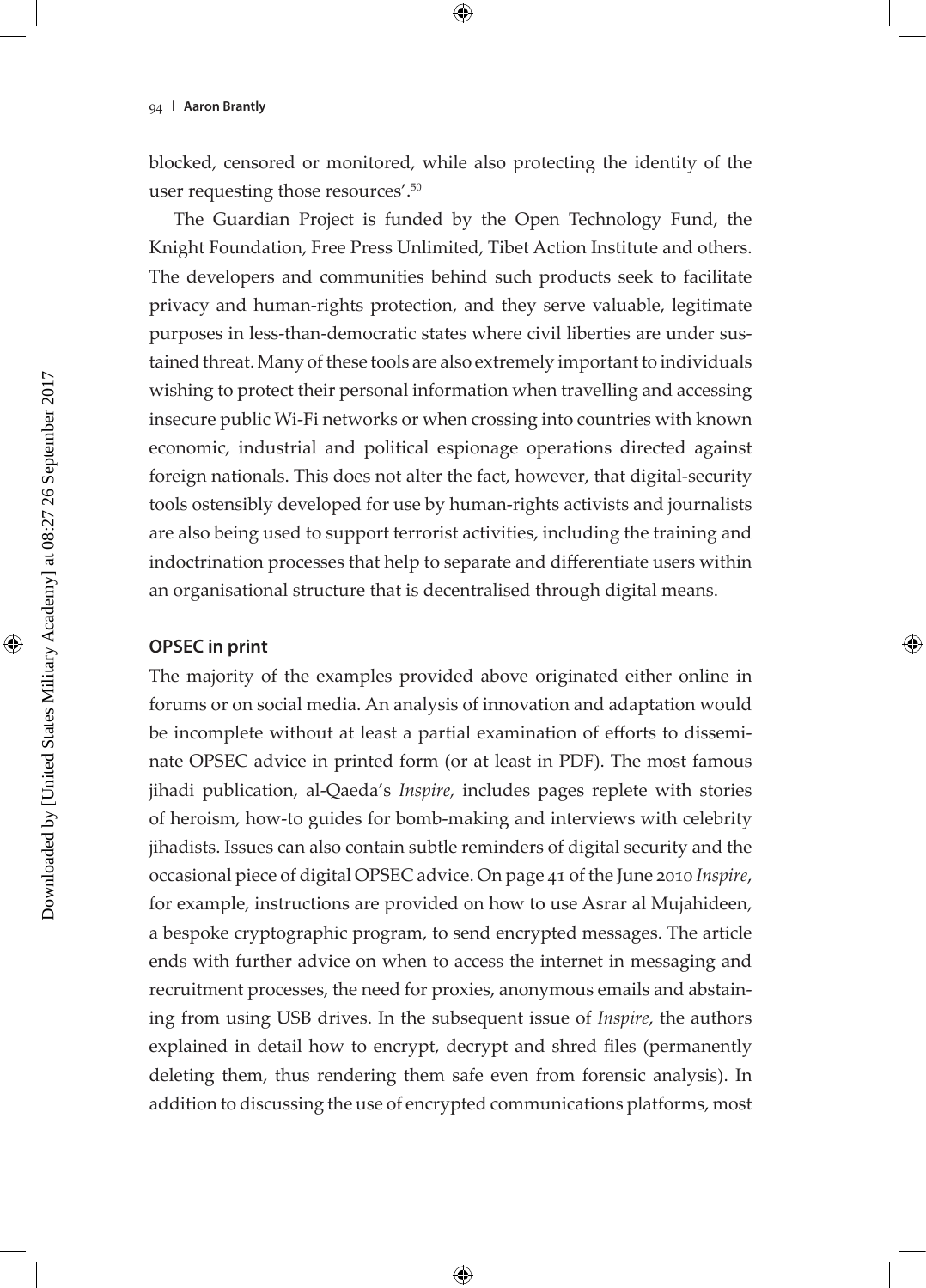blocked, censored or monitored, while also protecting the identity of the user requesting those resources'.[50]

The Guardian Project is funded by the Open Technology Fund, the Knight Foundation, Free Press Unlimited, Tibet Action Institute and others. The developers and communities behind such products seek to facilitate privacy and human-rights protection, and they serve valuable, legitimate purposes in less-than-democratic states where civil liberties are under sustained threat. Many of these tools are also extremely important to individuals wishing to protect their personal information when travelling and accessing insecure public Wi-Fi networks or when crossing into countries with known economic, industrial and political espionage operations directed against foreign nationals. This does not alter the fact, however, that digital-security tools ostensibly developed for use by human-rights activists and journalists are also being used to support terrorist activities, including the training and indoctrination processes that help to separate and differentiate users within an organisational structure that is decentralised through digital means.

### OPSEC in print

The majority of the examples provided above originated either online in forums or on social media. An analysis of innovation and adaptation would be incomplete without at least a partial examination of efforts to disseminate OPSEC advice in printed form (or at least in PDF). The most famous jihadi publication, al-Qaeda's *Inspire,* includes pages replete with stories of heroism, how-to guides for bomb-making and interviews with celebrity jihadists. Issues can also contain subtle reminders of digital security and the occasional piece of digital OPSEC advice. On page 41 of the June 2010 *Inspire*, for example, instructions are provided on how to use Asrar al Mujahideen, a bespoke cryptographic program, to send encrypted messages. The article ends with further advice on when to access the internet in messaging and recruitment processes, the need for proxies, anonymous emails and abstaining from using USB drives. In the subsequent issue of *Inspire*, the authors explained in detail how to encrypt, decrypt and shred files (permanently deleting them, thus rendering them safe even from forensic analysis). In addition to discussing the use of encrypted communications platforms, most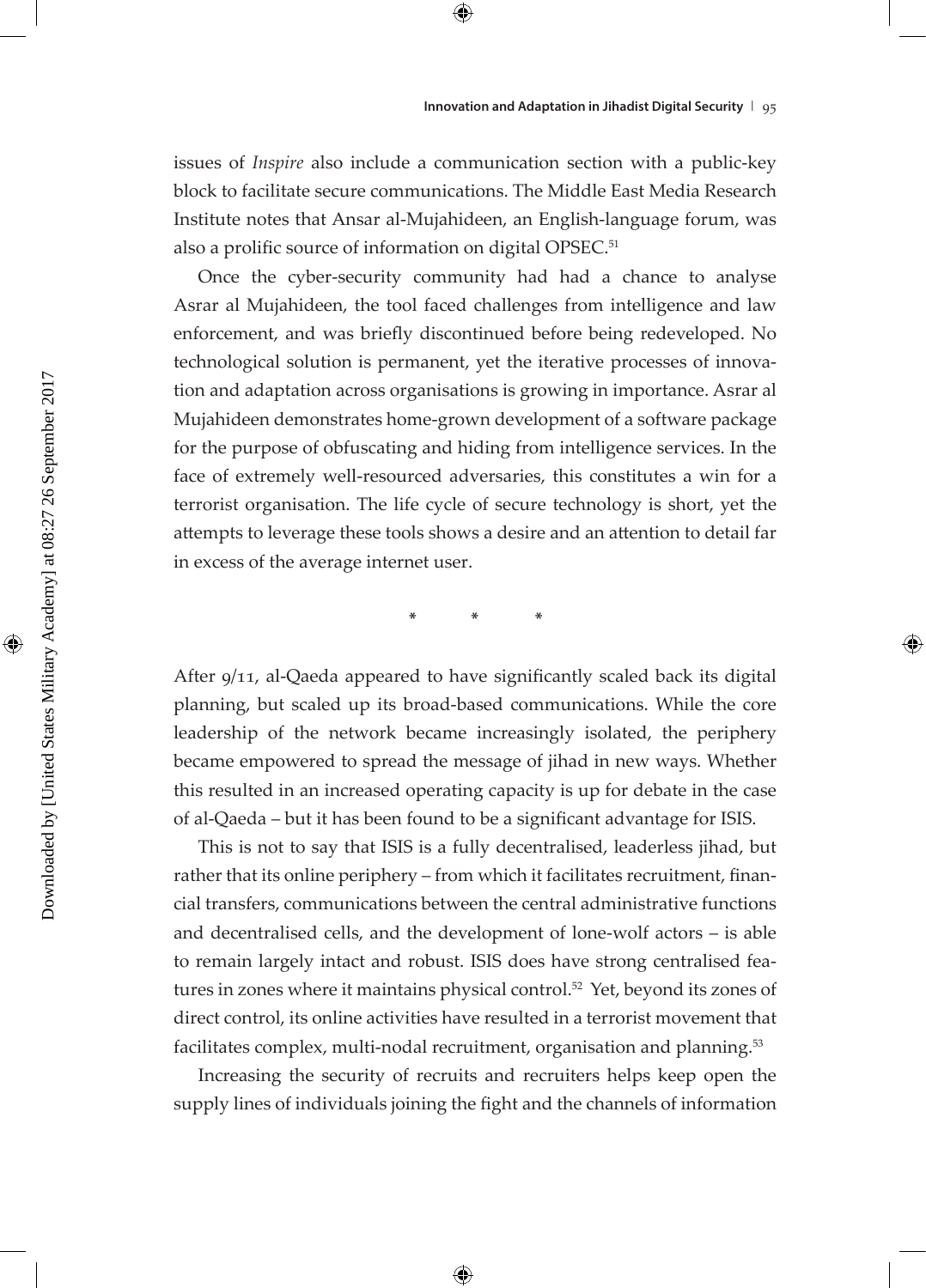issues of *Inspire* also include a communication section with a public-key block to facilitate secure communications. The Middle East Media Research Institute notes that Ansar al-Mujahideen, an English-language forum, was also a prolific source of information on digital OPSEC.[51]

Once the cyber-security community had had a chance to analyse Asrar al Mujahideen, the tool faced challenges from intelligence and law enforcement, and was briefly discontinued before being redeveloped. No technological solution is permanent, yet the iterative processes of innovation and adaptation across organisations is growing in importance. Asrar al Mujahideen demonstrates home-grown development of a software package for the purpose of obfuscating and hiding from intelligence services. In the face of extremely well-resourced adversaries, this constitutes a win for a terrorist organisation. The life cycle of secure technology is short, yet the attempts to leverage these tools shows a desire and an attention to detail far in excess of the average internet user.

\*   \*   \*

After 9/11, al-Qaeda appeared to have significantly scaled back its digital planning, but scaled up its broad-based communications. While the core leadership of the network became increasingly isolated, the periphery became empowered to spread the message of jihad in new ways. Whether this resulted in an increased operating capacity is up for debate in the case of al-Qaeda – but it has been found to be a significant advantage for ISIS.

This is not to say that ISIS is a fully decentralised, leaderless jihad, but rather that its online periphery – from which it facilitates recruitment, financial transfers, communications between the central administrative functions and decentralised cells, and the development of lone-wolf actors – is able to remain largely intact and robust. ISIS does have strong centralised features in zones where it maintains physical control.[52] Yet, beyond its zones of direct control, its online activities have resulted in a terrorist movement that facilitates complex, multi-nodal recruitment, organisation and planning.[53]

Increasing the security of recruits and recruiters helps keep open the supply lines of individuals joining the fight and the channels of information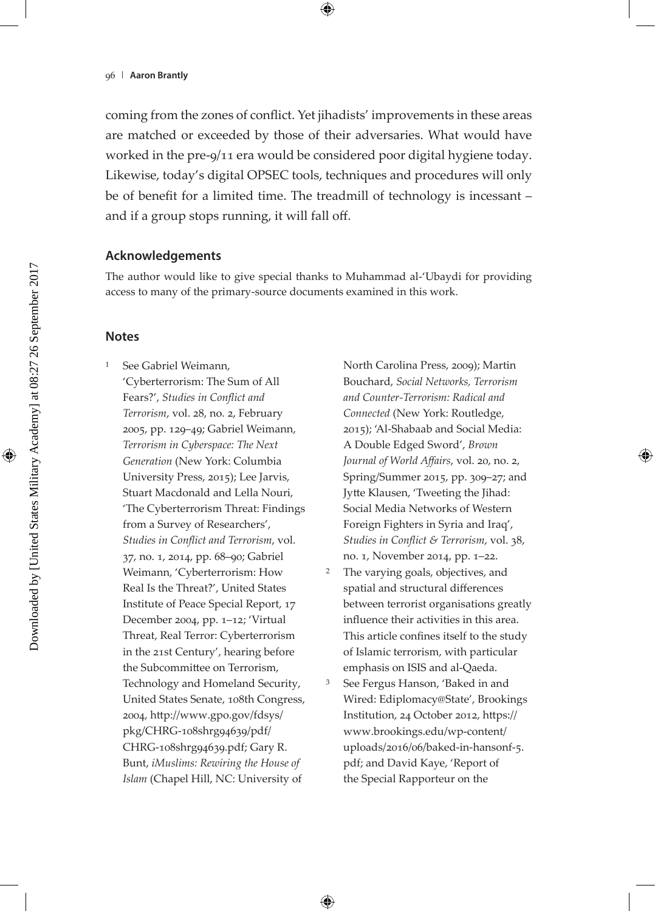coming from the zones of conflict. Yet jihadists' improvements in these areas are matched or exceeded by those of their adversaries. What would have worked in the pre-9/11 era would be considered poor digital hygiene today. Likewise, today's digital OPSEC tools, techniques and procedures will only be of benefit for a limited time. The treadmill of technology is incessant – and if a group stops running, it will fall off.

## Acknowledgements

The author would like to give special thanks to Muhammad al-'Ubaydi for providing access to many of the primary-source documents examined in this work.

## Notes

1 See Gabriel Weimann, 'Cyberterrorism: The Sum of All Fears?', *Studies in Conflict and Terrorism*, vol. 28, no. 2, February 2005, pp. 129–49; Gabriel Weimann, *Terrorism in Cyberspace: The Next Generation* (New York: Columbia University Press, 2015); Lee Jarvis, Stuart Macdonald and Lella Nouri, 'The Cyberterrorism Threat: Findings from a Survey of Researchers', *Studies in Conflict and Terrorism*, vol. 37, no. 1, 2014, pp. 68–90; Gabriel Weimann, 'Cyberterrorism: How Real Is the Threat?', United States Institute of Peace Special Report, 17 December 2004, pp. 1–12; 'Virtual Threat, Real Terror: Cyberterrorism in the 21st Century', hearing before the Subcommittee on Terrorism, Technology and Homeland Security, United States Senate, 108th Congress, 2004, http://www.gpo.gov/fdsys/pkg/CHRG-108shrg94639/pdf/CHRG-108shrg94639.pdf; Gary R. Bunt, *iMuslims: Rewiring the House of Islam* (Chapel Hill, NC: University of North Carolina Press, 2009); Martin Bouchard, *Social Networks, Terrorism and Counter-Terrorism: Radical and Connected* (New York: Routledge, 2015); 'Al-Shabaab and Social Media: A Double Edged Sword', *Brown Journal of World Affairs*, vol. 20, no. 2, Spring/Summer 2015, pp. 309–27; and Jytte Klausen, 'Tweeting the Jihad: Social Media Networks of Western Foreign Fighters in Syria and Iraq', *Studies in Conflict & Terrorism*, vol. 38, no. 1, November 2014, pp. 1–22.

2 The varying goals, objectives, and spatial and structural differences between terrorist organisations greatly influence their activities in this area. This article confines itself to the study of Islamic terrorism, with particular emphasis on ISIS and al-Qaeda.

3 See Fergus Hanson, 'Baked in and Wired: Ediplomacy@State', Brookings Institution, 24 October 2012, https://www.brookings.edu/wp-content/uploads/2016/06/baked-in-hansonf-5.pdf; and David Kaye, 'Report of the Special Rapporteur on the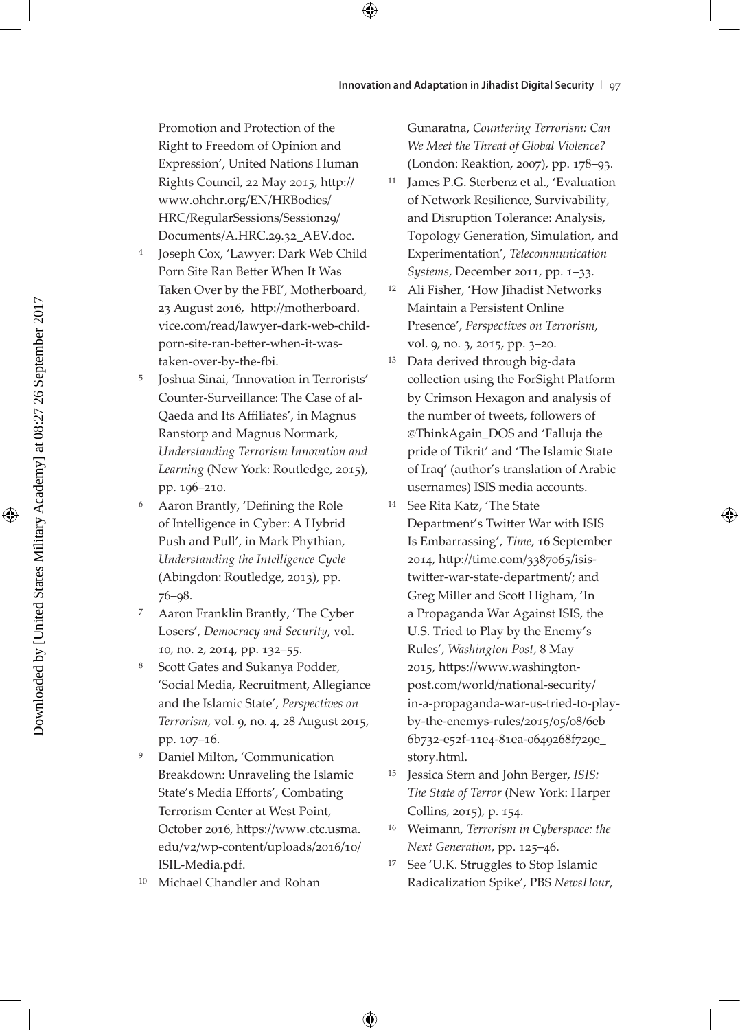Promotion and Protection of the Right to Freedom of Opinion and Expression', United Nations Human Rights Council, 22 May 2015, http://www.ohchr.org/EN/HRBodies/HRC/RegularSessions/Session29/Documents/A.HRC.29.32_AEV.doc.

4 Joseph Cox, 'Lawyer: Dark Web Child Porn Site Ran Better When It Was Taken Over by the FBI', Motherboard, 23 August 2016, http://motherboard.vice.com/read/lawyer-dark-web-child-porn-site-ran-better-when-it-was-taken-over-by-the-fbi.

5 Joshua Sinai, 'Innovation in Terrorists' Counter-Surveillance: The Case of al-Qaeda and Its Affiliates', in Magnus Ranstorp and Magnus Normark, *Understanding Terrorism Innovation and Learning* (New York: Routledge, 2015), pp. 196–210.

6 Aaron Brantly, 'Defining the Role of Intelligence in Cyber: A Hybrid Push and Pull', in Mark Phythian, *Understanding the Intelligence Cycle* (Abingdon: Routledge, 2013), pp. 76–98.

7 Aaron Franklin Brantly, 'The Cyber Losers', *Democracy and Security*, vol. 10, no. 2, 2014, pp. 132–55.

8 Scott Gates and Sukanya Podder, 'Social Media, Recruitment, Allegiance and the Islamic State', *Perspectives on Terrorism*, vol. 9, no. 4, 28 August 2015, pp. 107–16.

9 Daniel Milton, 'Communication Breakdown: Unraveling the Islamic State's Media Efforts', Combating Terrorism Center at West Point, October 2016, https://www.ctc.usma.edu/v2/wp-content/uploads/2016/10/ISIL-Media.pdf.

10 Michael Chandler and Rohan Gunaratna, *Countering Terrorism: Can We Meet the Threat of Global Violence?* (London: Reaktion, 2007), pp. 178–93.

11 James P.G. Sterbenz et al., 'Evaluation of Network Resilience, Survivability, and Disruption Tolerance: Analysis, Topology Generation, Simulation, and Experimentation', *Telecommunication Systems*, December 2011, pp. 1–33.

12 Ali Fisher, 'How Jihadist Networks Maintain a Persistent Online Presence', *Perspectives on Terrorism*, vol. 9, no. 3, 2015, pp. 3–20.

13 Data derived through big-data collection using the ForSight Platform by Crimson Hexagon and analysis of the number of tweets, followers of @ThinkAgain_DOS and 'Falluja the pride of Tikrit' and 'The Islamic State of Iraq' (author's translation of Arabic usernames) ISIS media accounts.

14 See Rita Katz, 'The State Department's Twitter War with ISIS Is Embarrassing', *Time*, 16 September 2014, http://time.com/3387065/isis-twitter-war-state-department/; and Greg Miller and Scott Higham, 'In a Propaganda War Against ISIS, the U.S. Tried to Play by the Enemy's Rules', *Washington Post*, 8 May 2015, https://www.washingtonpost.com/world/national-security/in-a-propaganda-war-us-tried-to-play-by-the-enemys-rules/2015/05/08/6eb6b732-e52f-11e4-81ea-0649268f729e_story.html.

15 Jessica Stern and John Berger, *ISIS: The State of Terror* (New York: Harper Collins, 2015), p. 154.

16 Weimann, *Terrorism in Cyberspace: the Next Generation*, pp. 125–46.

17 See 'U.K. Struggles to Stop Islamic Radicalization Spike', PBS *NewsHour*,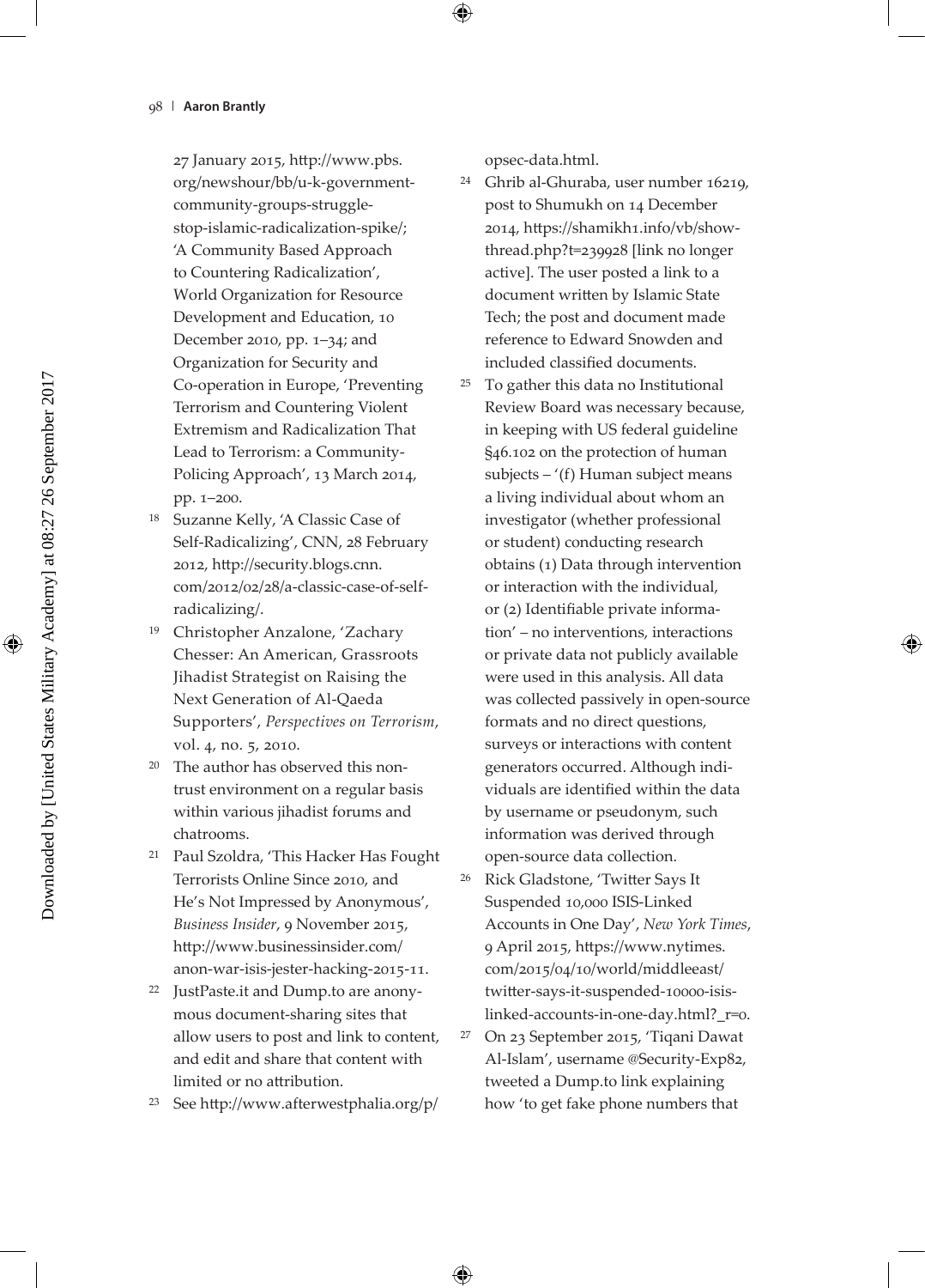27 January 2015, http://www.pbs.org/newshour/bb/u-k-government-community-groups-struggle-stop-islamic-radicalization-spike/; 'A Community Based Approach to Countering Radicalization', World Organization for Resource Development and Education, 10 December 2010, pp. 1–34; and Organization for Security and Co-operation in Europe, 'Preventing Terrorism and Countering Violent Extremism and Radicalization That Lead to Terrorism: a Community-Policing Approach', 13 March 2014, pp. 1–200.

18 Suzanne Kelly, 'A Classic Case of Self-Radicalizing', CNN, 28 February 2012, http://security.blogs.cnn.com/2012/02/28/a-classic-case-of-self-radicalizing/.

19 Christopher Anzalone, 'Zachary Chesser: An American, Grassroots Jihadist Strategist on Raising the Next Generation of Al-Qaeda Supporters', *Perspectives on Terrorism*, vol. 4, no. 5, 2010.

20 The author has observed this non-trust environment on a regular basis within various jihadist forums and chatrooms.

21 Paul Szoldra, 'This Hacker Has Fought Terrorists Online Since 2010, and He's Not Impressed by Anonymous', *Business Insider*, 9 November 2015, http://www.businessinsider.com/anon-war-isis-jester-hacking-2015-11.

22 JustPaste.it and Dump.to are anonymous document-sharing sites that allow users to post and link to content, and edit and share that content with limited or no attribution.

23 See http://www.afterwestphalia.org/p/opsec-data.html.

24 Ghrib al-Ghuraba, user number 16219, post to Shumukh on 14 December 2014, https://shamikh1.info/vb/showthread.php?t=239928 [link no longer active]. The user posted a link to a document written by Islamic State Tech; the post and document made reference to Edward Snowden and included classified documents.

25 To gather this data no Institutional Review Board was necessary because, in keeping with US federal guideline §46.102 on the protection of human subjects – '(f) Human subject means a living individual about whom an investigator (whether professional or student) conducting research obtains (1) Data through intervention or interaction with the individual, or (2) Identifiable private information' – no interventions, interactions or private data not publicly available were used in this analysis. All data was collected passively in open-source formats and no direct questions, surveys or interactions with content generators occurred. Although individuals are identified within the data by username or pseudonym, such information was derived through open-source data collection.

26 Rick Gladstone, 'Twitter Says It Suspended 10,000 ISIS-Linked Accounts in One Day', *New York Times*, 9 April 2015, https://www.nytimes.com/2015/04/10/world/middleeast/twitter-says-it-suspended-10000-isis-linked-accounts-in-one-day.html?_r=0.

27 On 23 September 2015, 'Tiqani Dawat Al-Islam', username @Security-Exp82, tweeted a Dump.to link explaining how 'to get fake phone numbers that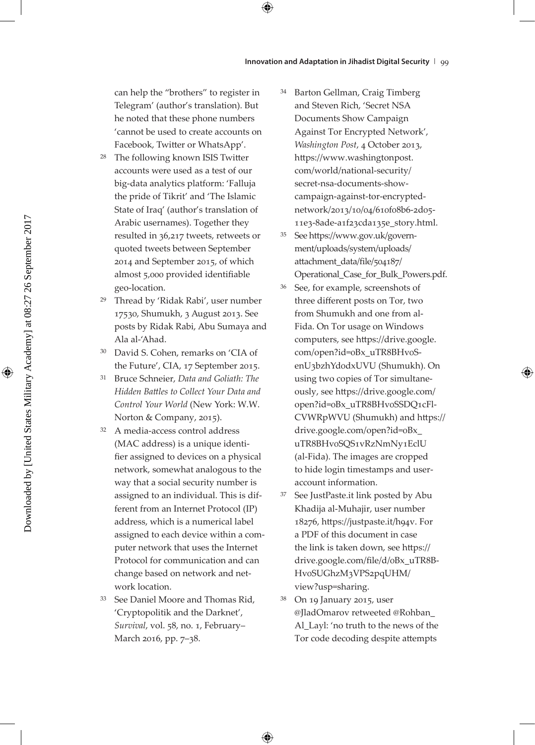can help the "brothers" to register in Telegram' (author's translation). But he noted that these phone numbers 'cannot be used to create accounts on Facebook, Twitter or WhatsApp'.

28 The following known ISIS Twitter accounts were used as a test of our big-data analytics platform: 'Falluja the pride of Tikrit' and 'The Islamic State of Iraq' (author's translation of Arabic usernames). Together they resulted in 36,217 tweets, retweets or quoted tweets between September 2014 and September 2015, of which almost 5,000 provided identifiable geo-location.

29 Thread by 'Ridak Rabi', user number 17530, Shumukh, 3 August 2013. See posts by Ridak Rabi, Abu Sumaya and Ala al-'Ahad.

30 David S. Cohen, remarks on 'CIA of the Future', CIA, 17 September 2015.

31 Bruce Schneier, *Data and Goliath: The Hidden Battles to Collect Your Data and Control Your World* (New York: W.W. Norton & Company, 2015).

32 A media-access control address (MAC address) is a unique identifier assigned to devices on a physical network, somewhat analogous to the way that a social security number is assigned to an individual. This is different from an Internet Protocol (IP) address, which is a numerical label assigned to each device within a computer network that uses the Internet Protocol for communication and can change based on network and network location.

33 See Daniel Moore and Thomas Rid, 'Cryptopolitik and the Darknet', *Survival*, vol. 58, no. 1, February–March 2016, pp. 7–38.

34 Barton Gellman, Craig Timberg and Steven Rich, 'Secret NSA Documents Show Campaign Against Tor Encrypted Network', *Washington Post*, 4 October 2013, https://www.washingtonpost.com/world/national-security/secret-nsa-documents-show-campaign-against-tor-encrypted-network/2013/10/04/610f08b6-2d05-11e3-8ade-a1f23cda135e_story.html.

35 See https://www.gov.uk/government/uploads/system/uploads/attachment_data/file/504187/Operational_Case_for_Bulk_Powers.pdf.

36 See, for example, screenshots of three different posts on Tor, two from Shumukh and one from al-Fida. On Tor usage on Windows computers, see https://drive.google.com/open?id=0Bx_uTR8BHv0S-enU3bzhYdodxUVU (Shumukh). On using two copies of Tor simultaneously, see https://drive.google.com/open?id=0Bx_uTR8BHv0SSDQ1cFl-CVWRpWVU (Shumukh) and https://drive.google.com/open?id=0Bx_uTR8BHv0SQS1vRzNmNy1EclU (al-Fida). The images are cropped to hide login timestamps and user-account information.

37 See JustPaste.it link posted by Abu Khadija al-Muhajir, user number 18276, https://justpaste.it/h94v. For a PDF of this document in case the link is taken down, see https://drive.google.com/file/d/0Bx_uTR8B-Hv0SUGhzM3VPS2pqUHM/view?usp=sharing.

38 On 19 January 2015, user @JladOmarov retweeted @Rohban_Al_Layl: 'no truth to the news of the Tor code decoding despite attempts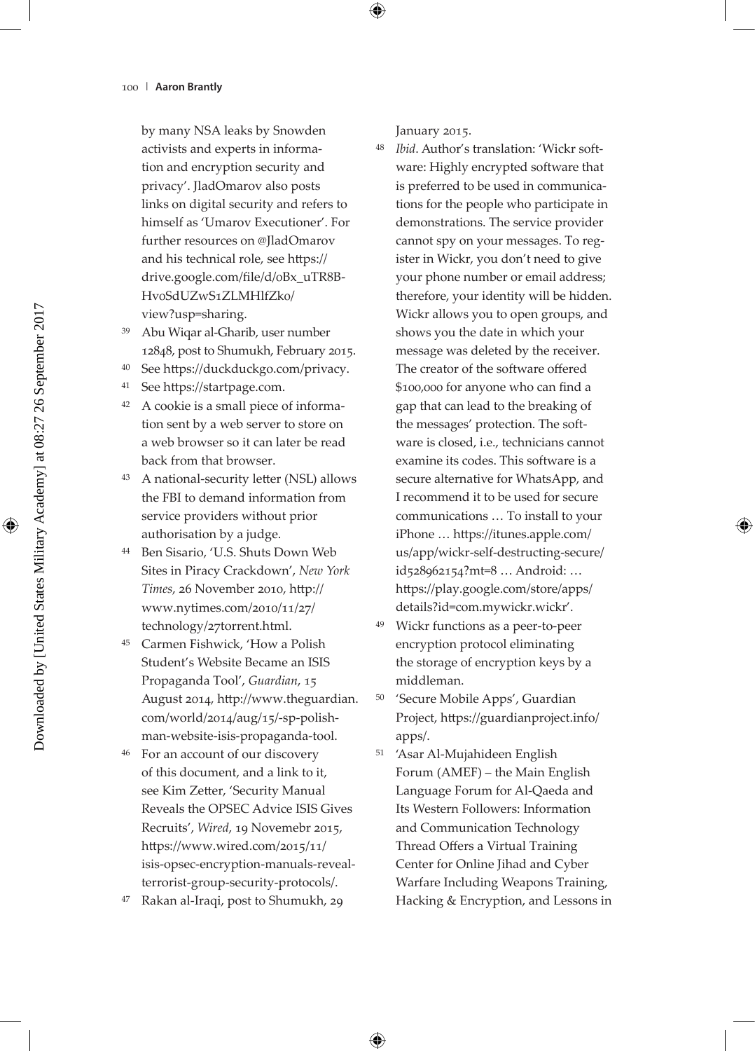by many NSA leaks by Snowden activists and experts in information and encryption security and privacy'. JladOmarov also posts links on digital security and refers to himself as 'Umarov Executioner'. For further resources on @JladOmarov and his technical role, see https://drive.google.com/file/d/0Bx_uTR8B-Hv0SdUZwS1ZLMHlfZk0/view?usp=sharing.

39 Abu Wiqar al-Gharib, user number 12848, post to Shumukh, February 2015.

40 See https://duckduckgo.com/privacy.

41 See https://startpage.com.

42 A cookie is a small piece of information sent by a web server to store on a web browser so it can later be read back from that browser.

43 A national-security letter (NSL) allows the FBI to demand information from service providers without prior authorisation by a judge.

44 Ben Sisario, 'U.S. Shuts Down Web Sites in Piracy Crackdown', *New York Times*, 26 November 2010, http://www.nytimes.com/2010/11/27/technology/27torrent.html.

45 Carmen Fishwick, 'How a Polish Student's Website Became an ISIS Propaganda Tool', *Guardian*, 15 August 2014, http://www.theguardian.com/world/2014/aug/15/-sp-polish-man-website-isis-propaganda-tool.

46 For an account of our discovery of this document, and a link to it, see Kim Zetter, 'Security Manual Reveals the OPSEC Advice ISIS Gives Recruits', *Wired*, 19 Novemebr 2015, https://www.wired.com/2015/11/isis-opsec-encryption-manuals-reveal-terrorist-group-security-protocols/.

47 Rakan al-Iraqi, post to Shumukh, 29 January 2015.

48 *Ibid*. Author's translation: 'Wickr software: Highly encrypted software that is preferred to be used in communications for the people who participate in demonstrations. The service provider cannot spy on your messages. To register in Wickr, you don't need to give your phone number or email address; therefore, your identity will be hidden. Wickr allows you to open groups, and shows you the date in which your message was deleted by the receiver. The creator of the software offered $100,000 for anyone who can find a gap that can lead to the breaking of the messages' protection. The software is closed, i.e., technicians cannot examine its codes. This software is a secure alternative for WhatsApp, and I recommend it to be used for secure communications … To install to your iPhone … https://itunes.apple.com/us/app/wickr-self-destructing-secure/id528962154?mt=8 … Android: … https://play.google.com/store/apps/details?id=com.mywickr.wickr'.

49 Wickr functions as a peer-to-peer encryption protocol eliminating the storage of encryption keys by a middleman.

50 'Secure Mobile Apps', Guardian Project, https://guardianproject.info/apps/.

51 'Asar Al-Mujahideen English Forum (AMEF) – the Main English Language Forum for Al-Qaeda and Its Western Followers: Information and Communication Technology Thread Offers a Virtual Training Center for Online Jihad and Cyber Warfare Including Weapons Training, Hacking & Encryption, and Lessons in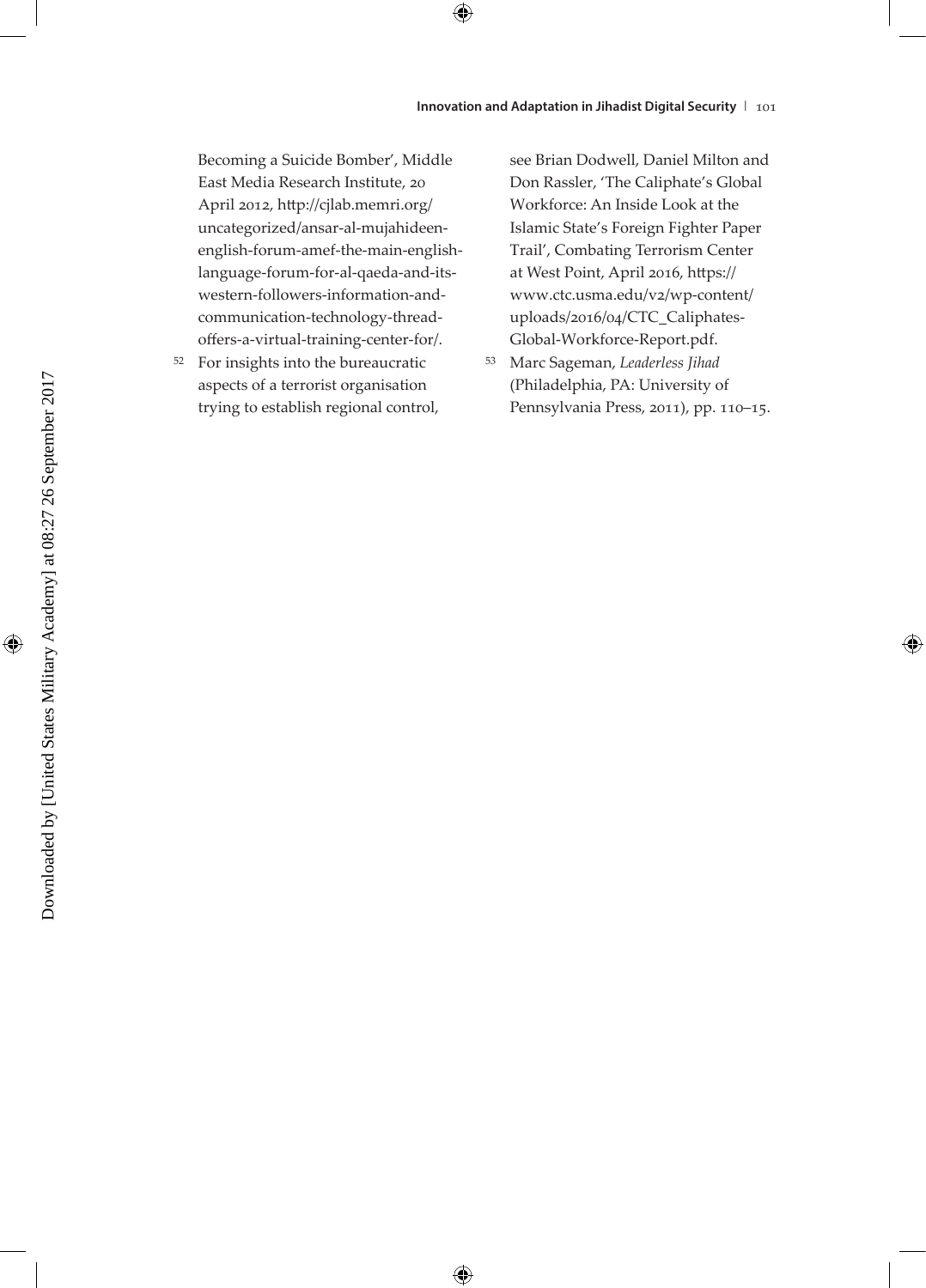Becoming a Suicide Bomber', Middle East Media Research Institute, 20 April 2012, http://cjlab.memri.org/uncategorized/ansar-al-mujahideen-english-forum-amef-the-main-english-language-forum-for-al-qaeda-and-its-western-followers-information-and-communication-technology-thread-offers-a-virtual-training-center-for/.

52 For insights into the bureaucratic aspects of a terrorist organisation trying to establish regional control, see Brian Dodwell, Daniel Milton and Don Rassler, 'The Caliphate's Global Workforce: An Inside Look at the Islamic State's Foreign Fighter Paper Trail', Combating Terrorism Center at West Point, April 2016, https://www.ctc.usma.edu/v2/wp-content/uploads/2016/04/CTC_Caliphates-Global-Workforce-Report.pdf.

53 Marc Sageman, *Leaderless Jihad* (Philadelphia, PA: University of Pennsylvania Press, 2011), pp. 110–15.